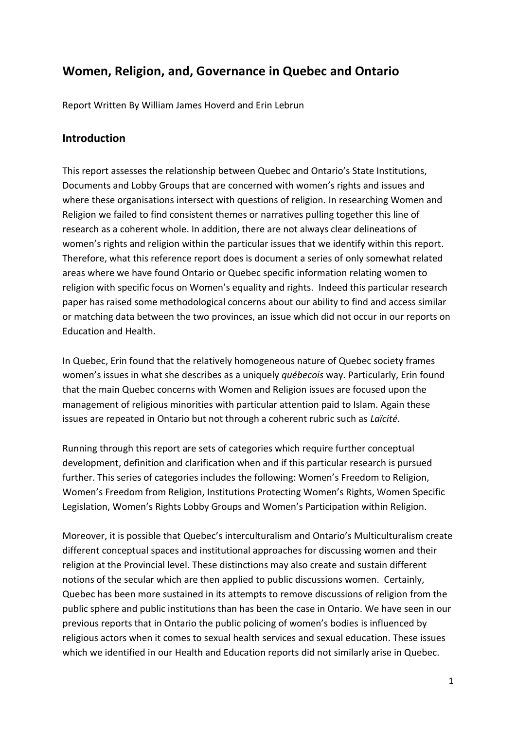# Women, Religion, and, Governance in Quebec and Ontario

Report Written By William James Hoverd and Erin Lebrun

## Introduction

This report assesses the relationship between Quebec and Ontario's State Institutions, Documents and Lobby Groups that are concerned with women's rights and issues and where these organisations intersect with questions of religion. In researching Women and Religion we failed to find consistent themes or narratives pulling together this line of research as a coherent whole. In addition, there are not always clear delineations of women's rights and religion within the particular issues that we identify within this report. Therefore, what this reference report does is document a series of only somewhat related areas where we have found Ontario or Quebec specific information relating women to religion with specific focus on Women's equality and rights. Indeed this particular research paper has raised some methodological concerns about our ability to find and access similar or matching data between the two provinces, an issue which did not occur in our reports on Education and Health.

In Quebec, Erin found that the relatively homogeneous nature of Quebec society frames women's issues in what she describes as a uniquely *québecois* way. Particularly, Erin found that the main Quebec concerns with Women and Religion issues are focused upon the management of religious minorities with particular attention paid to Islam. Again these issues are repeated in Ontario but not through a coherent rubric such as *Laïcité*.

Running through this report are sets of categories which require further conceptual development, definition and clarification when and if this particular research is pursued further. This series of categories includes the following: Women's Freedom to Religion, Women's Freedom from Religion, Institutions Protecting Women's Rights, Women Specific Legislation, Women's Rights Lobby Groups and Women's Participation within Religion.

Moreover, it is possible that Quebec's interculturalism and Ontario's Multiculturalism create different conceptual spaces and institutional approaches for discussing women and their religion at the Provincial level. These distinctions may also create and sustain different notions of the secular which are then applied to public discussions women. Certainly, Quebec has been more sustained in its attempts to remove discussions of religion from the public sphere and public institutions than has been the case in Ontario. We have seen in our previous reports that in Ontario the public policing of women's bodies is influenced by religious actors when it comes to sexual health services and sexual education. These issues which we identified in our Health and Education reports did not similarly arise in Quebec.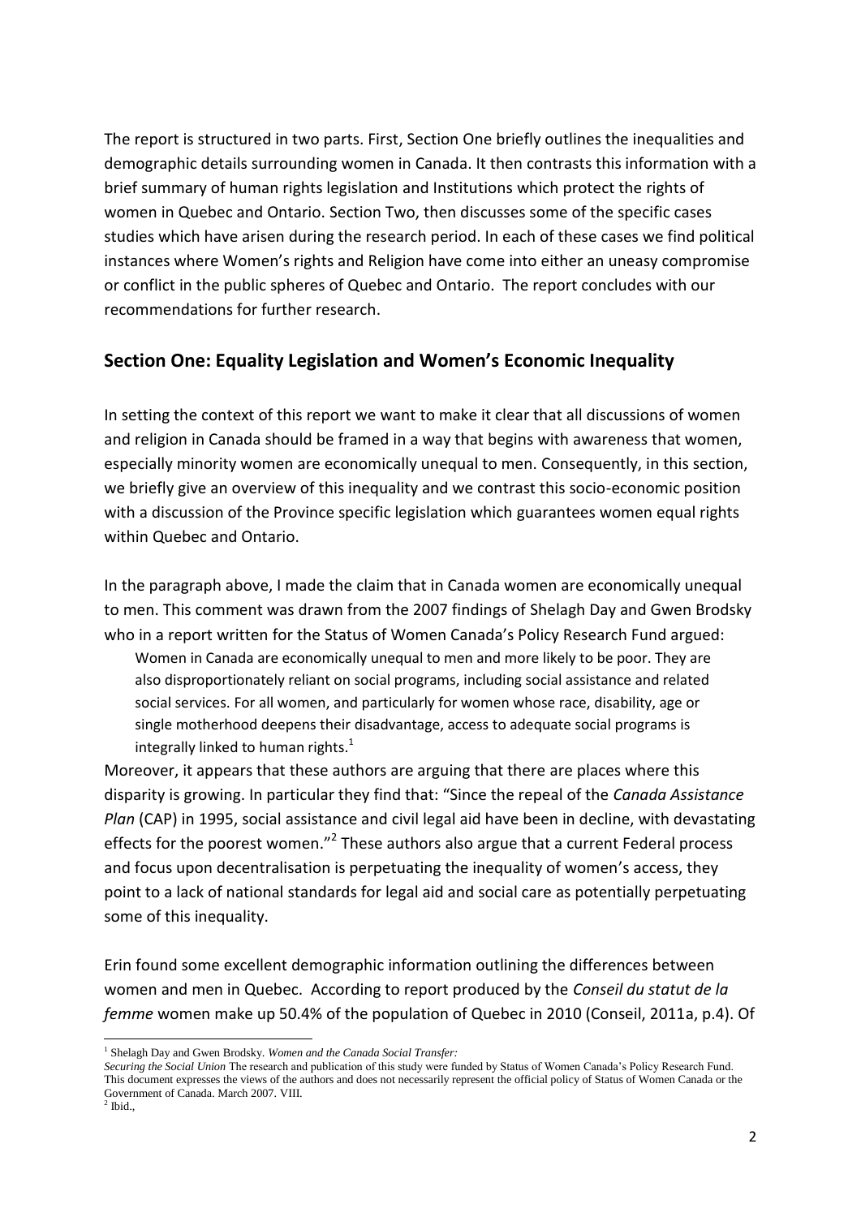The report is structured in two parts. First, Section One briefly outlines the inequalities and demographic details surrounding women in Canada. It then contrasts this information with a brief summary of human rights legislation and Institutions which protect the rights of women in Quebec and Ontario. Section Two, then discusses some of the specific cases studies which have arisen during the research period. In each of these cases we find political instances where Women's rights and Religion have come into either an uneasy compromise or conflict in the public spheres of Quebec and Ontario. The report concludes with our recommendations for further research.

## Section One: Equality Legislation and Women's Economic Inequality

In setting the context of this report we want to make it clear that all discussions of women and religion in Canada should be framed in a way that begins with awareness that women, especially minority women are economically unequal to men. Consequently, in this section, we briefly give an overview of this inequality and we contrast this socio-economic position with a discussion of the Province specific legislation which guarantees women equal rights within Quebec and Ontario.

In the paragraph above, I made the claim that in Canada women are economically unequal to men. This comment was drawn from the 2007 findings of Shelagh Day and Gwen Brodsky who in a report written for the Status of Women Canada's Policy Research Fund argued:

> Women in Canada are economically unequal to men and more likely to be poor. They are also disproportionately reliant on social programs, including social assistance and related social services. For all women, and particularly for women whose race, disability, age or single motherhood deepens their disadvantage, access to adequate social programs is integrally linked to human rights.[1]

Moreover, it appears that these authors are arguing that there are places where this disparity is growing. In particular they find that: "Since the repeal of the *Canada Assistance Plan* (CAP) in 1995, social assistance and civil legal aid have been in decline, with devastating effects for the poorest women."[2] These authors also argue that a current Federal process and focus upon decentralisation is perpetuating the inequality of women's access, they point to a lack of national standards for legal aid and social care as potentially perpetuating some of this inequality.

Erin found some excellent demographic information outlining the differences between women and men in Quebec. According to report produced by the *Conseil du statut de la femme* women make up 50.4% of the population of Quebec in 2010 (Conseil, 2011a, p.4). Of

---

[1] Shelagh Day and Gwen Brodsky. *Women and the Canada Social Transfer: Securing the Social Union* The research and publication of this study were funded by Status of Women Canada's Policy Research Fund. This document expresses the views of the authors and does not necessarily represent the official policy of Status of Women Canada or the Government of Canada. March 2007. VIII.

[2] Ibid.,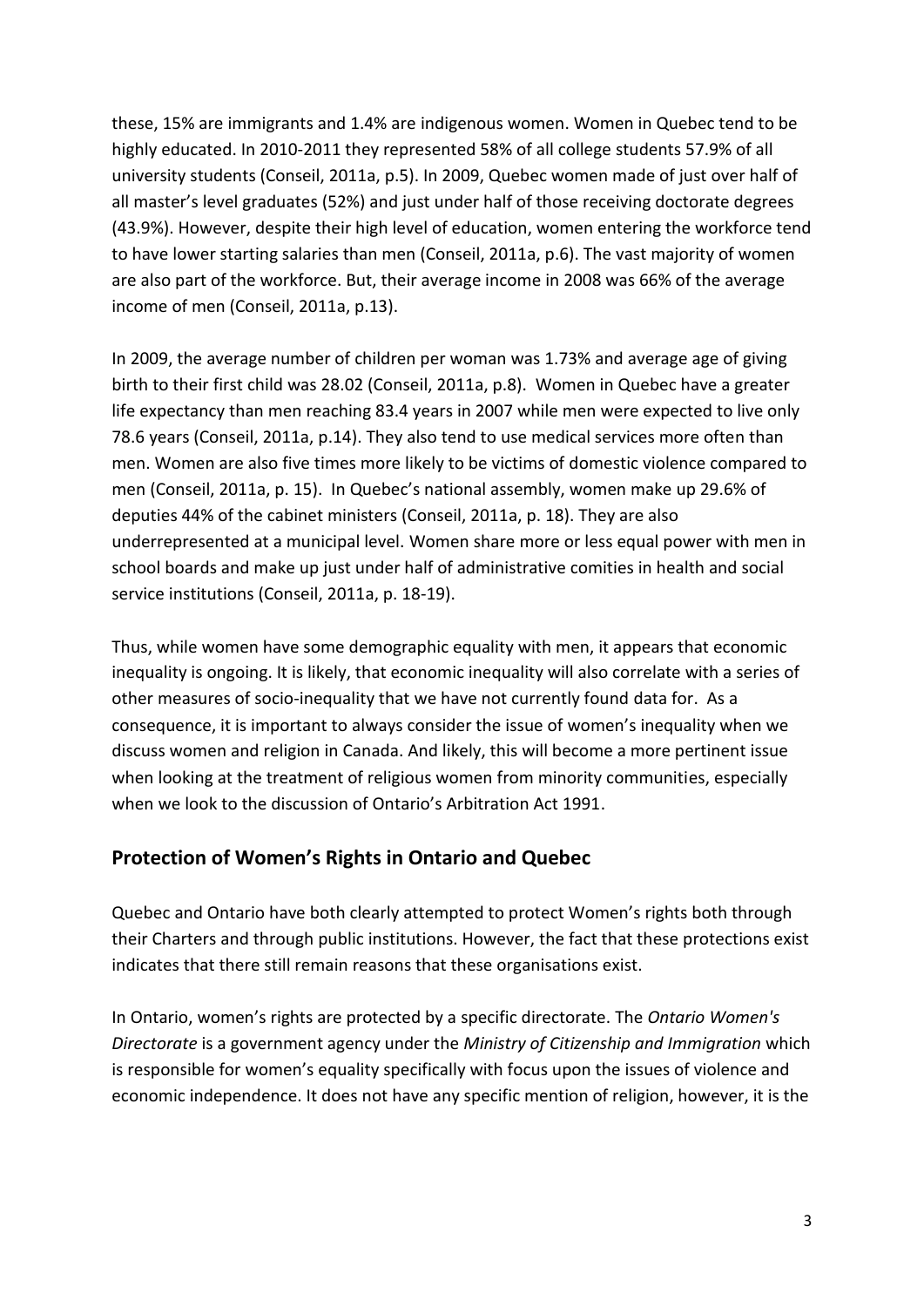these, 15% are immigrants and 1.4% are indigenous women. Women in Quebec tend to be highly educated. In 2010-2011 they represented 58% of all college students 57.9% of all university students (Conseil, 2011a, p.5). In 2009, Quebec women made of just over half of all master's level graduates (52%) and just under half of those receiving doctorate degrees (43.9%). However, despite their high level of education, women entering the workforce tend to have lower starting salaries than men (Conseil, 2011a, p.6). The vast majority of women are also part of the workforce. But, their average income in 2008 was 66% of the average income of men (Conseil, 2011a, p.13).

In 2009, the average number of children per woman was 1.73% and average age of giving birth to their first child was 28.02 (Conseil, 2011a, p.8). Women in Quebec have a greater life expectancy than men reaching 83.4 years in 2007 while men were expected to live only 78.6 years (Conseil, 2011a, p.14). They also tend to use medical services more often than men. Women are also five times more likely to be victims of domestic violence compared to men (Conseil, 2011a, p. 15). In Quebec's national assembly, women make up 29.6% of deputies 44% of the cabinet ministers (Conseil, 2011a, p. 18). They are also underrepresented at a municipal level. Women share more or less equal power with men in school boards and make up just under half of administrative comities in health and social service institutions (Conseil, 2011a, p. 18-19).

Thus, while women have some demographic equality with men, it appears that economic inequality is ongoing. It is likely, that economic inequality will also correlate with a series of other measures of socio-inequality that we have not currently found data for. As a consequence, it is important to always consider the issue of women's inequality when we discuss women and religion in Canada. And likely, this will become a more pertinent issue when looking at the treatment of religious women from minority communities, especially when we look to the discussion of Ontario's Arbitration Act 1991.

## Protection of Women's Rights in Ontario and Quebec

Quebec and Ontario have both clearly attempted to protect Women's rights both through their Charters and through public institutions. However, the fact that these protections exist indicates that there still remain reasons that these organisations exist.

In Ontario, women's rights are protected by a specific directorate. The *Ontario Women's Directorate* is a government agency under the *Ministry of Citizenship and Immigration* which is responsible for women's equality specifically with focus upon the issues of violence and economic independence. It does not have any specific mention of religion, however, it is the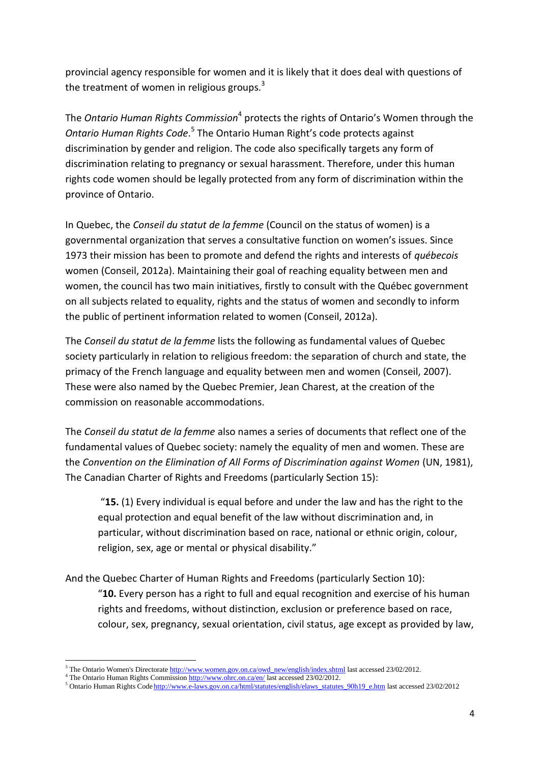provincial agency responsible for women and it is likely that it does deal with questions of the treatment of women in religious groups.[3]

The *Ontario Human Rights Commission*[4] protects the rights of Ontario's Women through the *Ontario Human Rights Code*.[5] The Ontario Human Right's code protects against discrimination by gender and religion. The code also specifically targets any form of discrimination relating to pregnancy or sexual harassment. Therefore, under this human rights code women should be legally protected from any form of discrimination within the province of Ontario.

In Quebec, the *Conseil du statut de la femme* (Council on the status of women) is a governmental organization that serves a consultative function on women's issues. Since 1973 their mission has been to promote and defend the rights and interests of *québecois* women (Conseil, 2012a). Maintaining their goal of reaching equality between men and women, the council has two main initiatives, firstly to consult with the Québec government on all subjects related to equality, rights and the status of women and secondly to inform the public of pertinent information related to women (Conseil, 2012a).

The *Conseil du statut de la femme* lists the following as fundamental values of Quebec society particularly in relation to religious freedom: the separation of church and state, the primacy of the French language and equality between men and women (Conseil, 2007). These were also named by the Quebec Premier, Jean Charest, at the creation of the commission on reasonable accommodations.

The *Conseil du statut de la femme* also names a series of documents that reflect one of the fundamental values of Quebec society: namely the equality of men and women. These are the *Convention on the Elimination of All Forms of Discrimination against Women* (UN, 1981), The Canadian Charter of Rights and Freedoms (particularly Section 15):

> "**15.** (1) Every individual is equal before and under the law and has the right to the equal protection and equal benefit of the law without discrimination and, in particular, without discrimination based on race, national or ethnic origin, colour, religion, sex, age or mental or physical disability."

And the Quebec Charter of Human Rights and Freedoms (particularly Section 10):

> "**10.** Every person has a right to full and equal recognition and exercise of his human rights and freedoms, without distinction, exclusion or preference based on race, colour, sex, pregnancy, sexual orientation, civil status, age except as provided by law,

---

[3] The Ontario Women's Directorate http://www.women.gov.on.ca/owd_new/english/index.shtml last accessed 23/02/2012.

[4] The Ontario Human Rights Commission http://www.ohrc.on.ca/en/ last accessed 23/02/2012.

[5] Ontario Human Rights Code http://www.e-laws.gov.on.ca/html/statutes/english/elaws_statutes_90h19_e.htm last accessed 23/02/2012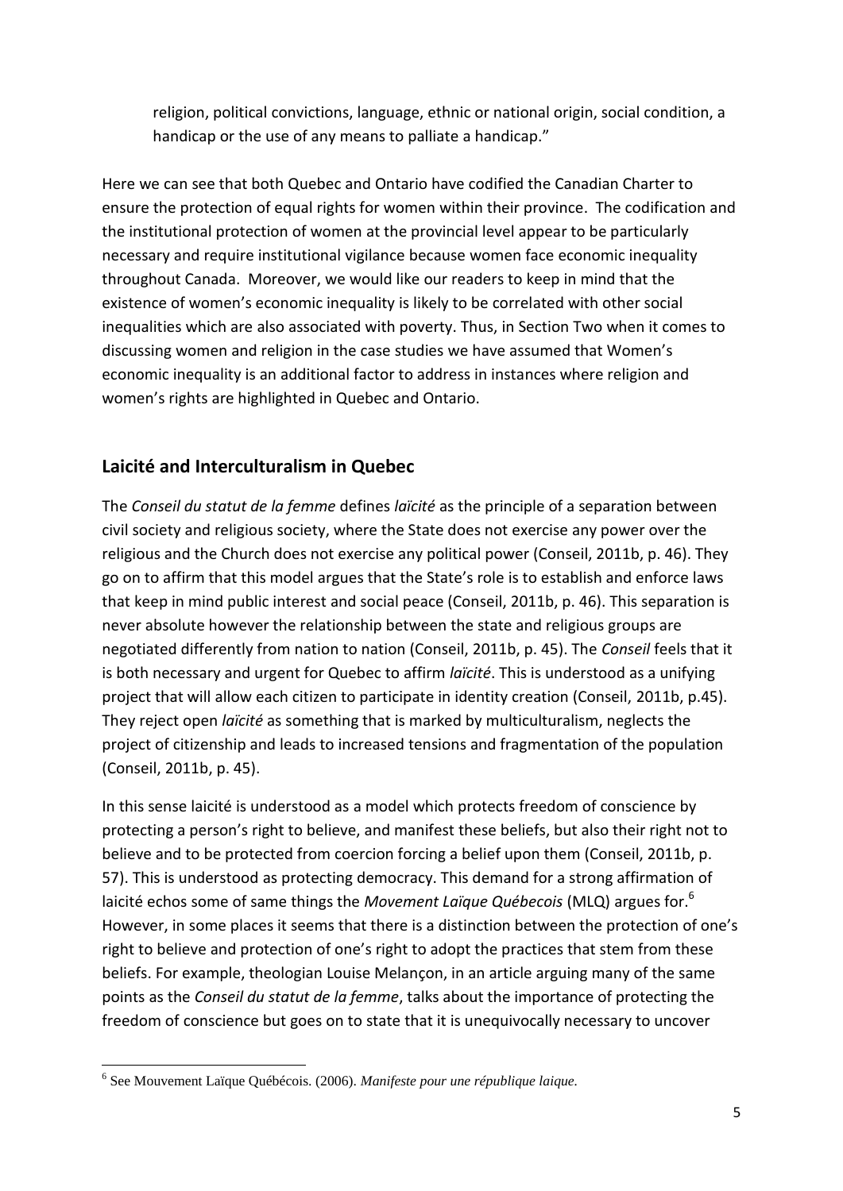religion, political convictions, language, ethnic or national origin, social condition, a handicap or the use of any means to palliate a handicap."

Here we can see that both Quebec and Ontario have codified the Canadian Charter to ensure the protection of equal rights for women within their province. The codification and the institutional protection of women at the provincial level appear to be particularly necessary and require institutional vigilance because women face economic inequality throughout Canada. Moreover, we would like our readers to keep in mind that the existence of women's economic inequality is likely to be correlated with other social inequalities which are also associated with poverty. Thus, in Section Two when it comes to discussing women and religion in the case studies we have assumed that Women's economic inequality is an additional factor to address in instances where religion and women's rights are highlighted in Quebec and Ontario.

## Laicité and Interculturalism in Quebec

The *Conseil du statut de la femme* defines *laïcité* as the principle of a separation between civil society and religious society, where the State does not exercise any power over the religious and the Church does not exercise any political power (Conseil, 2011b, p. 46). They go on to affirm that this model argues that the State's role is to establish and enforce laws that keep in mind public interest and social peace (Conseil, 2011b, p. 46). This separation is never absolute however the relationship between the state and religious groups are negotiated differently from nation to nation (Conseil, 2011b, p. 45). The *Conseil* feels that it is both necessary and urgent for Quebec to affirm *laïcité*. This is understood as a unifying project that will allow each citizen to participate in identity creation (Conseil, 2011b, p.45). They reject open *laïcité* as something that is marked by multiculturalism, neglects the project of citizenship and leads to increased tensions and fragmentation of the population (Conseil, 2011b, p. 45).

In this sense laicité is understood as a model which protects freedom of conscience by protecting a person's right to believe, and manifest these beliefs, but also their right not to believe and to be protected from coercion forcing a belief upon them (Conseil, 2011b, p. 57). This is understood as protecting democracy. This demand for a strong affirmation of laicité echos some of same things the *Movement Laïque Québecois* (MLQ) argues for.[6] However, in some places it seems that there is a distinction between the protection of one's right to believe and protection of one's right to adopt the practices that stem from these beliefs. For example, theologian Louise Melançon, in an article arguing many of the same points as the *Conseil du statut de la femme*, talks about the importance of protecting the freedom of conscience but goes on to state that it is unequivocally necessary to uncover

[6] See Mouvement Laïque Québécois. (2006). *Manifeste pour une république laique.*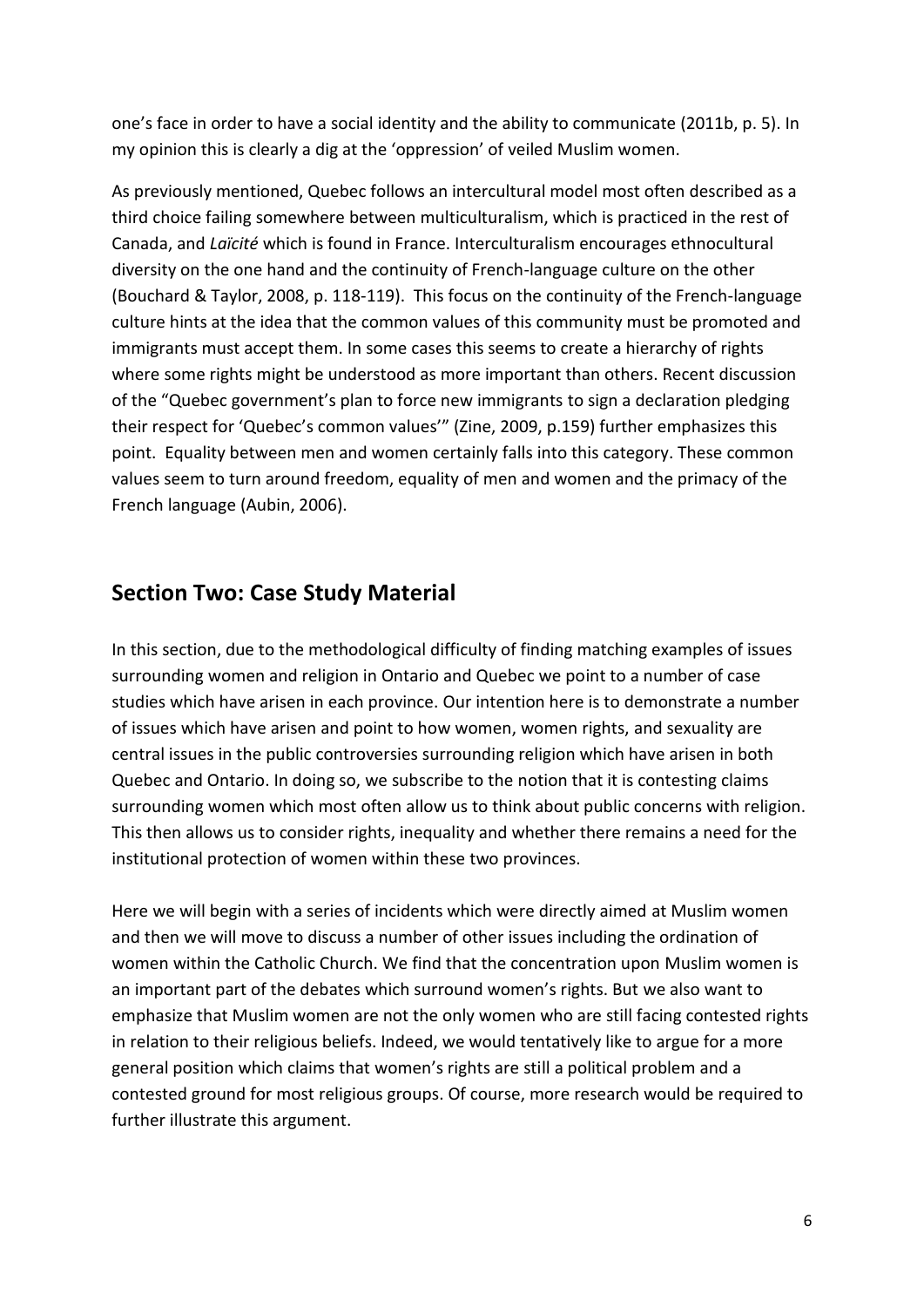one's face in order to have a social identity and the ability to communicate (2011b, p. 5). In my opinion this is clearly a dig at the 'oppression' of veiled Muslim women.

As previously mentioned, Quebec follows an intercultural model most often described as a third choice failing somewhere between multiculturalism, which is practiced in the rest of Canada, and *Laïcité* which is found in France. Interculturalism encourages ethnocultural diversity on the one hand and the continuity of French-language culture on the other (Bouchard & Taylor, 2008, p. 118-119). This focus on the continuity of the French-language culture hints at the idea that the common values of this community must be promoted and immigrants must accept them. In some cases this seems to create a hierarchy of rights where some rights might be understood as more important than others. Recent discussion of the "Quebec government's plan to force new immigrants to sign a declaration pledging their respect for 'Quebec's common values'" (Zine, 2009, p.159) further emphasizes this point. Equality between men and women certainly falls into this category. These common values seem to turn around freedom, equality of men and women and the primacy of the French language (Aubin, 2006).

## Section Two: Case Study Material

In this section, due to the methodological difficulty of finding matching examples of issues surrounding women and religion in Ontario and Quebec we point to a number of case studies which have arisen in each province. Our intention here is to demonstrate a number of issues which have arisen and point to how women, women rights, and sexuality are central issues in the public controversies surrounding religion which have arisen in both Quebec and Ontario. In doing so, we subscribe to the notion that it is contesting claims surrounding women which most often allow us to think about public concerns with religion. This then allows us to consider rights, inequality and whether there remains a need for the institutional protection of women within these two provinces.

Here we will begin with a series of incidents which were directly aimed at Muslim women and then we will move to discuss a number of other issues including the ordination of women within the Catholic Church. We find that the concentration upon Muslim women is an important part of the debates which surround women's rights. But we also want to emphasize that Muslim women are not the only women who are still facing contested rights in relation to their religious beliefs. Indeed, we would tentatively like to argue for a more general position which claims that women's rights are still a political problem and a contested ground for most religious groups. Of course, more research would be required to further illustrate this argument.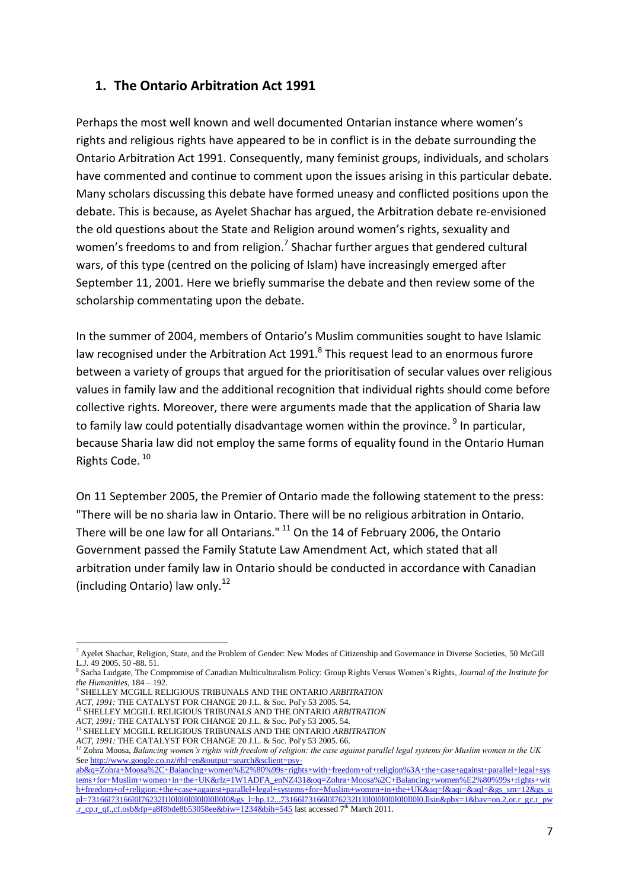## 1. The Ontario Arbitration Act 1991

Perhaps the most well known and well documented Ontarian instance where women's rights and religious rights have appeared to be in conflict is in the debate surrounding the Ontario Arbitration Act 1991. Consequently, many feminist groups, individuals, and scholars have commented and continue to comment upon the issues arising in this particular debate. Many scholars discussing this debate have formed uneasy and conflicted positions upon the debate. This is because, as Ayelet Shachar has argued, the Arbitration debate re-envisioned the old questions about the State and Religion around women's rights, sexuality and women's freedoms to and from religion.[7] Shachar further argues that gendered cultural wars, of this type (centred on the policing of Islam) have increasingly emerged after September 11, 2001. Here we briefly summarise the debate and then review some of the scholarship commentating upon the debate.

In the summer of 2004, members of Ontario's Muslim communities sought to have Islamic law recognised under the Arbitration Act 1991.[8] This request lead to an enormous furore between a variety of groups that argued for the prioritisation of secular values over religious values in family law and the additional recognition that individual rights should come before collective rights. Moreover, there were arguments made that the application of Sharia law to family law could potentially disadvantage women within the province.[9] In particular, because Sharia law did not employ the same forms of equality found in the Ontario Human Rights Code.[10]

On 11 September 2005, the Premier of Ontario made the following statement to the press: "There will be no sharia law in Ontario. There will be no religious arbitration in Ontario. There will be one law for all Ontarians."[11] On the 14 of February 2006, the Ontario Government passed the Family Statute Law Amendment Act, which stated that all arbitration under family law in Ontario should be conducted in accordance with Canadian (including Ontario) law only.[12]

---

[7] Ayelet Shachar, Religion, State, and the Problem of Gender: New Modes of Citizenship and Governance in Diverse Societies, 50 McGill L.J. 49 2005. 50 -88. 51.

[8] Sacha Ludgate, The Compromise of Canadian Multiculturalism Policy: Group Rights Versus Women's Rights, *Journal of the Institute for the Humanities*, 184 – 192.

[9] SHELLEY MCGILL RELIGIOUS TRIBUNALS AND THE ONTARIO *ARBITRATION ACT, 1991:* THE CATALYST FOR CHANGE 20 J.L. & Soc. Pol'y 53 2005. 54.

[10] SHELLEY MCGILL RELIGIOUS TRIBUNALS AND THE ONTARIO *ARBITRATION ACT, 1991:* THE CATALYST FOR CHANGE 20 J.L. & Soc. Pol'y 53 2005. 54.

[11] SHELLEY MCGILL RELIGIOUS TRIBUNALS AND THE ONTARIO *ARBITRATION ACT, 1991:* THE CATALYST FOR CHANGE 20 J.L. & Soc. Pol'y 53 2005. 66.

[12] Zohra Moosa, *Balancing women's rights with freedom of religion: the case against parallel legal systems for Muslim women in the UK* See http://www.google.co.nz/#hl=en&output=search&sclient=psy-ab&q=Zohra+Moosa%2C+Balancing+women%E2%80%99s+rights+with+freedom+of+religion%3A+the+case+against+parallel+legal+systems+for+Muslim+women+in+the+UK&rlz=1W1ADFA_enNZ431&oq=Zohra+Moosa%2C+Balancing+women%E2%80%99s+rights+with+freedom+of+religion:+the+case+against+parallel+legal+systems+for+Muslim+women+in+the+UK&aq=f&aqi=&aql=&gs_sm=12&gs_upl=73166l73166l0l76232l1l1l0l0l0l0l0l0l0l0l0&gs_l=hp.12...73166l73166l0l76232l1l1l0l0l0l0l0l0l0l0l0l0.llsin&pbx=1&bav=on.2,or.r_gc.r_pw.r_cp.r_qf.,cf.osb&fp=a8f8bde8b53058ee&biw=1234&bih=545 last accessed 7th March 2011.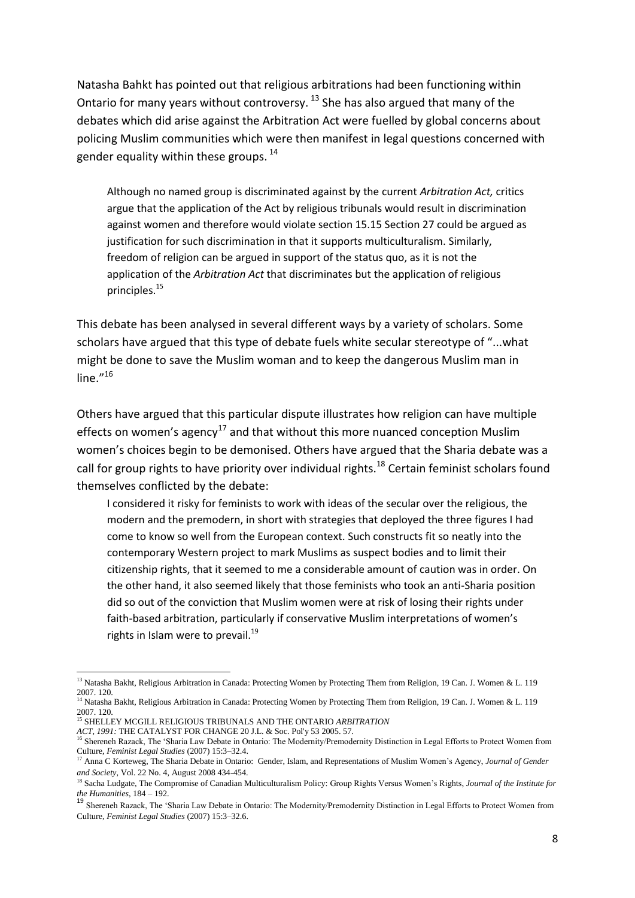Natasha Bahkt has pointed out that religious arbitrations had been functioning within Ontario for many years without controversy. [13] She has also argued that many of the debates which did arise against the Arbitration Act were fuelled by global concerns about policing Muslim communities which were then manifest in legal questions concerned with gender equality within these groups. [14]

> Although no named group is discriminated against by the current *Arbitration Act,* critics argue that the application of the Act by religious tribunals would result in discrimination against women and therefore would violate section 15.15 Section 27 could be argued as justification for such discrimination in that it supports multiculturalism. Similarly, freedom of religion can be argued in support of the status quo, as it is not the application of the *Arbitration Act* that discriminates but the application of religious principles.[15]

This debate has been analysed in several different ways by a variety of scholars. Some scholars have argued that this type of debate fuels white secular stereotype of "...what might be done to save the Muslim woman and to keep the dangerous Muslim man in line."[16]

Others have argued that this particular dispute illustrates how religion can have multiple effects on women's agency[17] and that without this more nuanced conception Muslim women's choices begin to be demonised. Others have argued that the Sharia debate was a call for group rights to have priority over individual rights.[18] Certain feminist scholars found themselves conflicted by the debate:

> I considered it risky for feminists to work with ideas of the secular over the religious, the modern and the premodern, in short with strategies that deployed the three figures I had come to know so well from the European context. Such constructs fit so neatly into the contemporary Western project to mark Muslims as suspect bodies and to limit their citizenship rights, that it seemed to me a considerable amount of caution was in order. On the other hand, it also seemed likely that those feminists who took an anti-Sharia position did so out of the conviction that Muslim women were at risk of losing their rights under faith-based arbitration, particularly if conservative Muslim interpretations of women's rights in Islam were to prevail.[19]

---

[13] Natasha Bakht, Religious Arbitration in Canada: Protecting Women by Protecting Them from Religion, 19 Can. J. Women & L. 119 2007. 120.

[14] Natasha Bakht, Religious Arbitration in Canada: Protecting Women by Protecting Them from Religion, 19 Can. J. Women & L. 119 2007. 120.

[15] SHELLEY MCGILL RELIGIOUS TRIBUNALS AND THE ONTARIO *ARBITRATION ACT, 1991:* THE CATALYST FOR CHANGE 20 J.L. & Soc. Pol'y 53 2005. 57.

[16] Shereneh Razack, The 'Sharia Law Debate in Ontario: The Modernity/Premodernity Distinction in Legal Efforts to Protect Women from Culture, *Feminist Legal Studies* (2007) 15:3–32.4.

[17] Anna C Korteweg, The Sharia Debate in Ontario: Gender, Islam, and Representations of Muslim Women's Agency, *Journal of Gender and Society*, Vol. 22 No. 4, August 2008 434-454.

[18] Sacha Ludgate, The Compromise of Canadian Multiculturalism Policy: Group Rights Versus Women's Rights, *Journal of the Institute for the Humanities*, 184 – 192.

[19] Shereneh Razack, The 'Sharia Law Debate in Ontario: The Modernity/Premodernity Distinction in Legal Efforts to Protect Women from Culture, *Feminist Legal Studies* (2007) 15:3–32.6.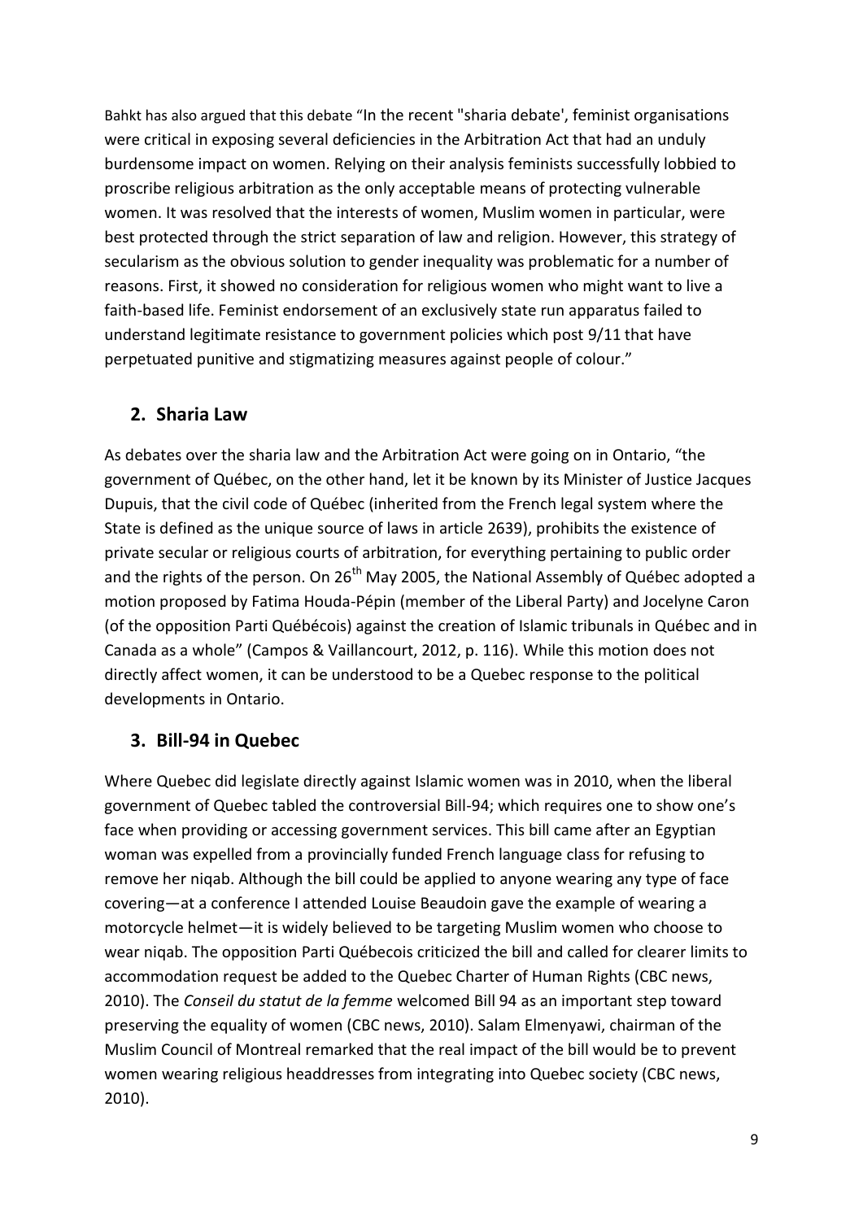Bahkt has also argued that this debate "In the recent "sharia debate', feminist organisations were critical in exposing several deficiencies in the Arbitration Act that had an unduly burdensome impact on women. Relying on their analysis feminists successfully lobbied to proscribe religious arbitration as the only acceptable means of protecting vulnerable women. It was resolved that the interests of women, Muslim women in particular, were best protected through the strict separation of law and religion. However, this strategy of secularism as the obvious solution to gender inequality was problematic for a number of reasons. First, it showed no consideration for religious women who might want to live a faith-based life. Feminist endorsement of an exclusively state run apparatus failed to understand legitimate resistance to government policies which post 9/11 that have perpetuated punitive and stigmatizing measures against people of colour."

## 2. Sharia Law

As debates over the sharia law and the Arbitration Act were going on in Ontario, "the government of Québec, on the other hand, let it be known by its Minister of Justice Jacques Dupuis, that the civil code of Québec (inherited from the French legal system where the State is defined as the unique source of laws in article 2639), prohibits the existence of private secular or religious courts of arbitration, for everything pertaining to public order and the rights of the person. On 26th May 2005, the National Assembly of Québec adopted a motion proposed by Fatima Houda-Pépin (member of the Liberal Party) and Jocelyne Caron (of the opposition Parti Québécois) against the creation of Islamic tribunals in Québec and in Canada as a whole" (Campos & Vaillancourt, 2012, p. 116). While this motion does not directly affect women, it can be understood to be a Quebec response to the political developments in Ontario.

## 3. Bill-94 in Quebec

Where Quebec did legislate directly against Islamic women was in 2010, when the liberal government of Quebec tabled the controversial Bill-94; which requires one to show one's face when providing or accessing government services. This bill came after an Egyptian woman was expelled from a provincially funded French language class for refusing to remove her niqab. Although the bill could be applied to anyone wearing any type of face covering—at a conference I attended Louise Beaudoin gave the example of wearing a motorcycle helmet—it is widely believed to be targeting Muslim women who choose to wear niqab. The opposition Parti Québecois criticized the bill and called for clearer limits to accommodation request be added to the Quebec Charter of Human Rights (CBC news, 2010). The *Conseil du statut de la femme* welcomed Bill 94 as an important step toward preserving the equality of women (CBC news, 2010). Salam Elmenyawi, chairman of the Muslim Council of Montreal remarked that the real impact of the bill would be to prevent women wearing religious headdresses from integrating into Quebec society (CBC news, 2010).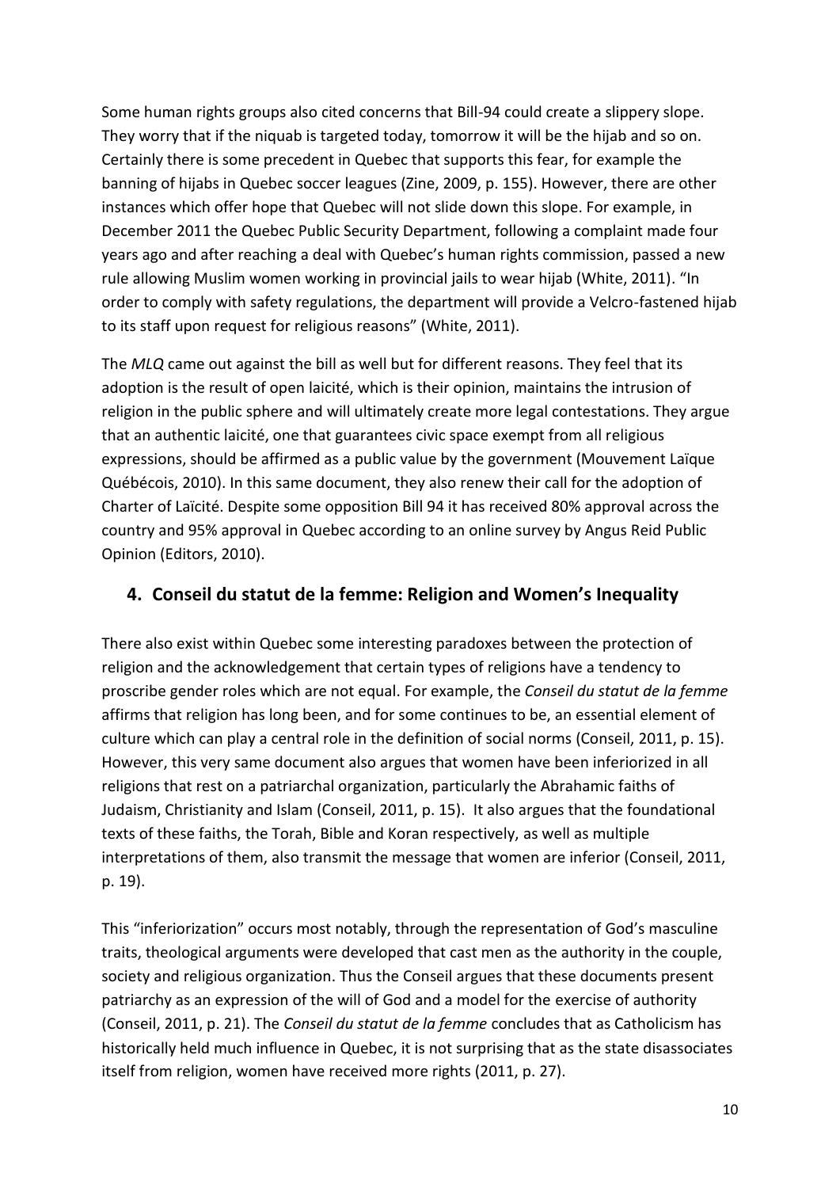Some human rights groups also cited concerns that Bill-94 could create a slippery slope. They worry that if the niquab is targeted today, tomorrow it will be the hijab and so on. Certainly there is some precedent in Quebec that supports this fear, for example the banning of hijabs in Quebec soccer leagues (Zine, 2009, p. 155). However, there are other instances which offer hope that Quebec will not slide down this slope. For example, in December 2011 the Quebec Public Security Department, following a complaint made four years ago and after reaching a deal with Quebec's human rights commission, passed a new rule allowing Muslim women working in provincial jails to wear hijab (White, 2011). "In order to comply with safety regulations, the department will provide a Velcro-fastened hijab to its staff upon request for religious reasons" (White, 2011).

The *MLQ* came out against the bill as well but for different reasons. They feel that its adoption is the result of open laicité, which is their opinion, maintains the intrusion of religion in the public sphere and will ultimately create more legal contestations. They argue that an authentic laicité, one that guarantees civic space exempt from all religious expressions, should be affirmed as a public value by the government (Mouvement Laïque Québécois, 2010). In this same document, they also renew their call for the adoption of Charter of Laïcité. Despite some opposition Bill 94 it has received 80% approval across the country and 95% approval in Quebec according to an online survey by Angus Reid Public Opinion (Editors, 2010).

## 4. Conseil du statut de la femme: Religion and Women's Inequality

There also exist within Quebec some interesting paradoxes between the protection of religion and the acknowledgement that certain types of religions have a tendency to proscribe gender roles which are not equal. For example, the *Conseil du statut de la femme* affirms that religion has long been, and for some continues to be, an essential element of culture which can play a central role in the definition of social norms (Conseil, 2011, p. 15). However, this very same document also argues that women have been inferiorized in all religions that rest on a patriarchal organization, particularly the Abrahamic faiths of Judaism, Christianity and Islam (Conseil, 2011, p. 15). It also argues that the foundational texts of these faiths, the Torah, Bible and Koran respectively, as well as multiple interpretations of them, also transmit the message that women are inferior (Conseil, 2011, p. 19).

This "inferiorization" occurs most notably, through the representation of God's masculine traits, theological arguments were developed that cast men as the authority in the couple, society and religious organization. Thus the Conseil argues that these documents present patriarchy as an expression of the will of God and a model for the exercise of authority (Conseil, 2011, p. 21). The *Conseil du statut de la femme* concludes that as Catholicism has historically held much influence in Quebec, it is not surprising that as the state disassociates itself from religion, women have received more rights (2011, p. 27).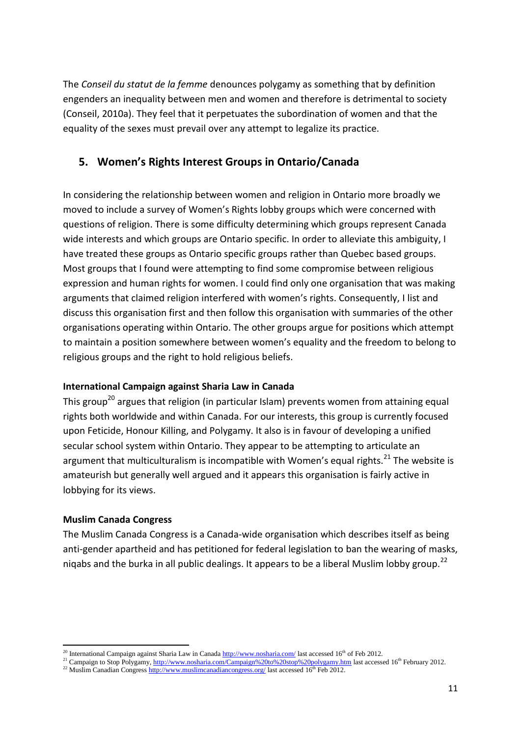The *Conseil du statut de la femme* denounces polygamy as something that by definition engenders an inequality between men and women and therefore is detrimental to society (Conseil, 2010a). They feel that it perpetuates the subordination of women and that the equality of the sexes must prevail over any attempt to legalize its practice.

## 5. Women's Rights Interest Groups in Ontario/Canada

In considering the relationship between women and religion in Ontario more broadly we moved to include a survey of Women's Rights lobby groups which were concerned with questions of religion. There is some difficulty determining which groups represent Canada wide interests and which groups are Ontario specific. In order to alleviate this ambiguity, I have treated these groups as Ontario specific groups rather than Quebec based groups. Most groups that I found were attempting to find some compromise between religious expression and human rights for women. I could find only one organisation that was making arguments that claimed religion interfered with women's rights. Consequently, I list and discuss this organisation first and then follow this organisation with summaries of the other organisations operating within Ontario. The other groups argue for positions which attempt to maintain a position somewhere between women's equality and the freedom to belong to religious groups and the right to hold religious beliefs.

**International Campaign against Sharia Law in Canada**

This group[20] argues that religion (in particular Islam) prevents women from attaining equal rights both worldwide and within Canada. For our interests, this group is currently focused upon Feticide, Honour Killing, and Polygamy. It also is in favour of developing a unified secular school system within Ontario. They appear to be attempting to articulate an argument that multiculturalism is incompatible with Women's equal rights.[21] The website is amateurish but generally well argued and it appears this organisation is fairly active in lobbying for its views.

**Muslim Canada Congress**

The Muslim Canada Congress is a Canada-wide organisation which describes itself as being anti-gender apartheid and has petitioned for federal legislation to ban the wearing of masks, niqabs and the burka in all public dealings. It appears to be a liberal Muslim lobby group.[22]

---

[20] International Campaign against Sharia Law in Canada http://www.nosharia.com/ last accessed 16th of Feb 2012.

[21] Campaign to Stop Polygamy, http://www.nosharia.com/Campaign%20to%20stop%20polygamy.htm last accessed 16th February 2012.

[22] Muslim Canadian Congress http://www.muslimcanadiancongress.org/ last accessed 16th Feb 2012.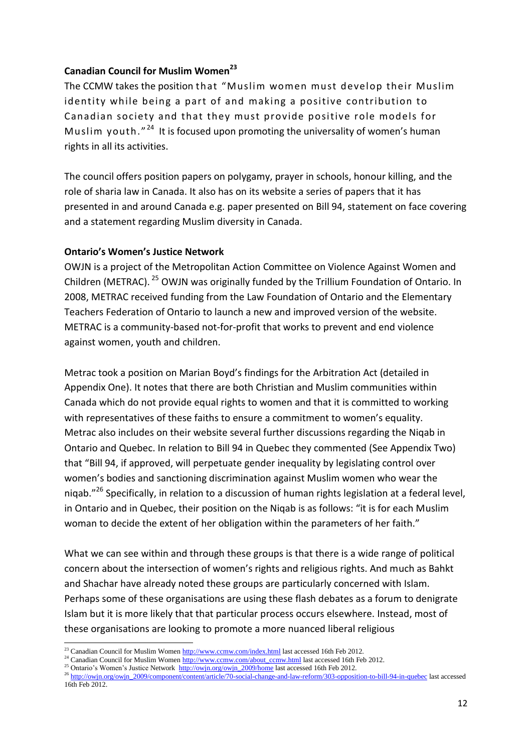**Canadian Council for Muslim Women**[23]

The CCMW takes the position that "Muslim women must develop their Muslim identity while being a part of and making a positive contribution to Canadian society and that they must provide positive role models for Muslim youth."[24] It is focused upon promoting the universality of women's human rights in all its activities.

The council offers position papers on polygamy, prayer in schools, honour killing, and the role of sharia law in Canada. It also has on its website a series of papers that it has presented in and around Canada e.g. paper presented on Bill 94, statement on face covering and a statement regarding Muslim diversity in Canada.

**Ontario's Women's Justice Network**

OWJN is a project of the Metropolitan Action Committee on Violence Against Women and Children (METRAC).[25] OWJN was originally funded by the Trillium Foundation of Ontario. In 2008, METRAC received funding from the Law Foundation of Ontario and the Elementary Teachers Federation of Ontario to launch a new and improved version of the website. METRAC is a community-based not-for-profit that works to prevent and end violence against women, youth and children.

Metrac took a position on Marian Boyd's findings for the Arbitration Act (detailed in Appendix One). It notes that there are both Christian and Muslim communities within Canada which do not provide equal rights to women and that it is committed to working with representatives of these faiths to ensure a commitment to women's equality. Metrac also includes on their website several further discussions regarding the Niqab in Ontario and Quebec. In relation to Bill 94 in Quebec they commented (See Appendix Two) that "Bill 94, if approved, will perpetuate gender inequality by legislating control over women's bodies and sanctioning discrimination against Muslim women who wear the niqab."[26] Specifically, in relation to a discussion of human rights legislation at a federal level, in Ontario and in Quebec, their position on the Niqab is as follows: "it is for each Muslim woman to decide the extent of her obligation within the parameters of her faith."

What we can see within and through these groups is that there is a wide range of political concern about the intersection of women's rights and religious rights. And much as Bahkt and Shachar have already noted these groups are particularly concerned with Islam. Perhaps some of these organisations are using these flash debates as a forum to denigrate Islam but it is more likely that that particular process occurs elsewhere. Instead, most of these organisations are looking to promote a more nuanced liberal religious

---

[23] Canadian Council for Muslim Women http://www.ccmw.com/index.html last accessed 16th Feb 2012.

[24] Canadian Council for Muslim Women http://www.ccmw.com/about_ccmw.html last accessed 16th Feb 2012.

[25] Ontario's Women's Justice Network http://owjn.org/owjn_2009/home last accessed 16th Feb 2012.

[26] http://owjn.org/owjn_2009/component/content/article/70-social-change-and-law-reform/303-opposition-to-bill-94-in-quebec last accessed 16th Feb 2012.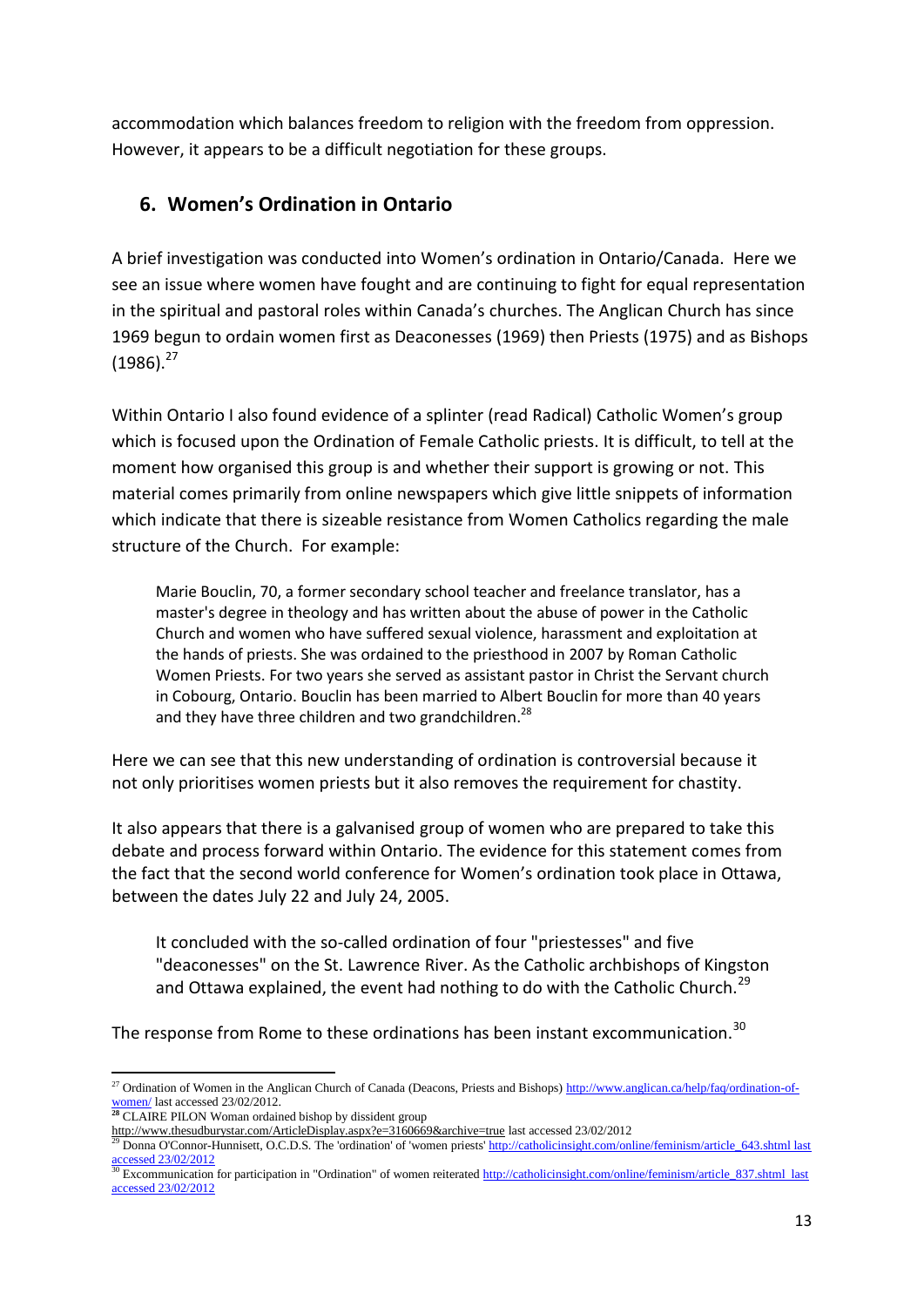accommodation which balances freedom to religion with the freedom from oppression. However, it appears to be a difficult negotiation for these groups.

## 6. Women's Ordination in Ontario

A brief investigation was conducted into Women's ordination in Ontario/Canada. Here we see an issue where women have fought and are continuing to fight for equal representation in the spiritual and pastoral roles within Canada's churches. The Anglican Church has since 1969 begun to ordain women first as Deaconesses (1969) then Priests (1975) and as Bishops (1986).[27]

Within Ontario I also found evidence of a splinter (read Radical) Catholic Women's group which is focused upon the Ordination of Female Catholic priests. It is difficult, to tell at the moment how organised this group is and whether their support is growing or not. This material comes primarily from online newspapers which give little snippets of information which indicate that there is sizeable resistance from Women Catholics regarding the male structure of the Church. For example:

> Marie Bouclin, 70, a former secondary school teacher and freelance translator, has a master's degree in theology and has written about the abuse of power in the Catholic Church and women who have suffered sexual violence, harassment and exploitation at the hands of priests. She was ordained to the priesthood in 2007 by Roman Catholic Women Priests. For two years she served as assistant pastor in Christ the Servant church in Cobourg, Ontario. Bouclin has been married to Albert Bouclin for more than 40 years and they have three children and two grandchildren.[28]

Here we can see that this new understanding of ordination is controversial because it not only prioritises women priests but it also removes the requirement for chastity.

It also appears that there is a galvanised group of women who are prepared to take this debate and process forward within Ontario. The evidence for this statement comes from the fact that the second world conference for Women's ordination took place in Ottawa, between the dates July 22 and July 24, 2005.

> It concluded with the so-called ordination of four "priestesses" and five "deaconesses" on the St. Lawrence River. As the Catholic archbishops of Kingston and Ottawa explained, the event had nothing to do with the Catholic Church.[29]

The response from Rome to these ordinations has been instant excommunication.[30]

---

[27] Ordination of Women in the Anglican Church of Canada (Deacons, Priests and Bishops) http://www.anglican.ca/help/faq/ordination-of-women/ last accessed 23/02/2012.

[28] CLAIRE PILON Woman ordained bishop by dissident group http://www.thesudburystar.com/ArticleDisplay.aspx?e=3160669&archive=true last accessed 23/02/2012

[29] Donna O'Connor-Hunnisett, O.C.D.S. The 'ordination' of 'women priests' http://catholicinsight.com/online/feminism/article_643.shtml last accessed 23/02/2012

[30] Excommunication for participation in "Ordination" of women reiterated http://catholicinsight.com/online/feminism/article_837.shtml last accessed 23/02/2012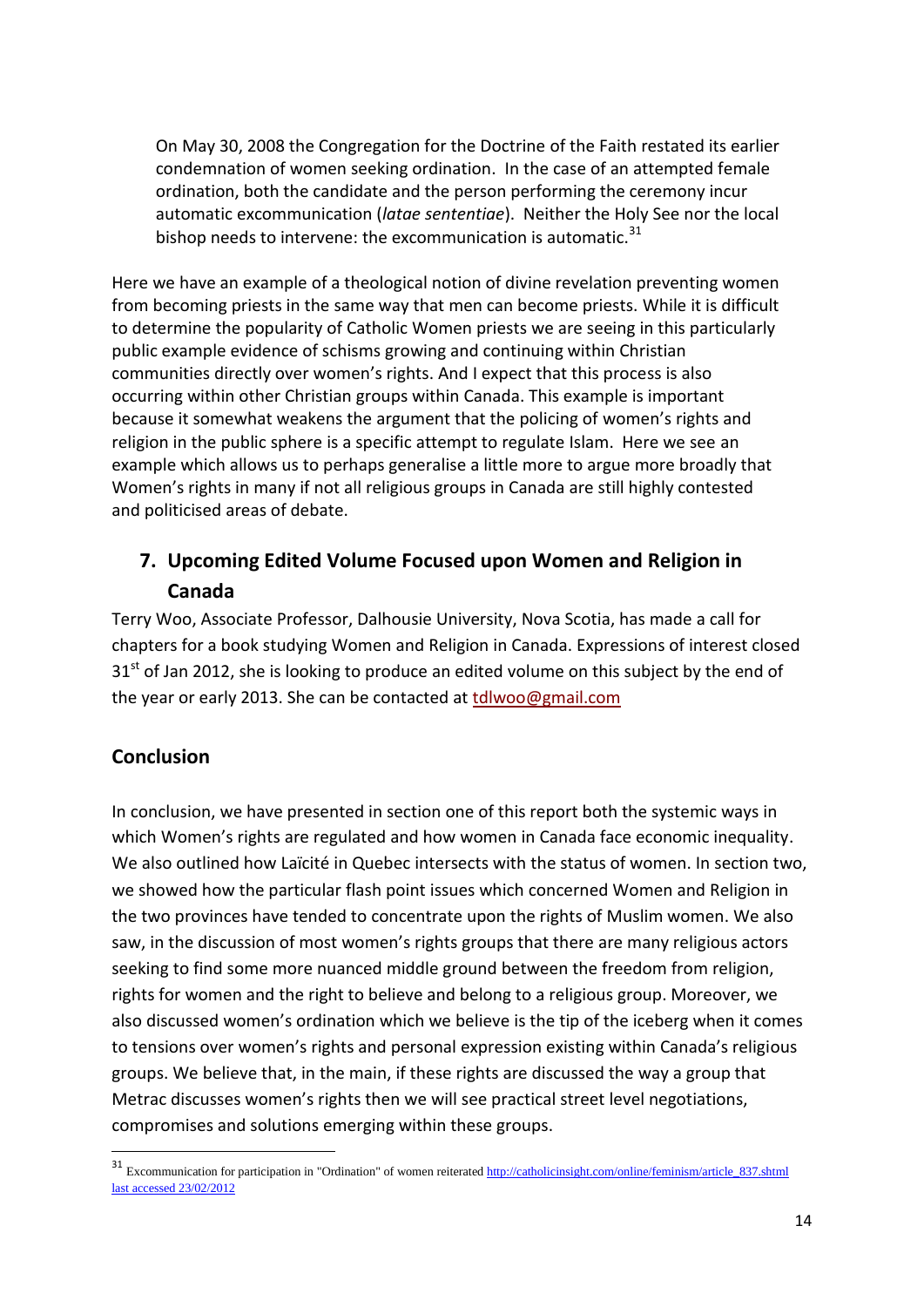On May 30, 2008 the Congregation for the Doctrine of the Faith restated its earlier condemnation of women seeking ordination. In the case of an attempted female ordination, both the candidate and the person performing the ceremony incur automatic excommunication (*latae sententiae*). Neither the Holy See nor the local bishop needs to intervene: the excommunication is automatic.[31]

Here we have an example of a theological notion of divine revelation preventing women from becoming priests in the same way that men can become priests. While it is difficult to determine the popularity of Catholic Women priests we are seeing in this particularly public example evidence of schisms growing and continuing within Christian communities directly over women's rights. And I expect that this process is also occurring within other Christian groups within Canada. This example is important because it somewhat weakens the argument that the policing of women's rights and religion in the public sphere is a specific attempt to regulate Islam. Here we see an example which allows us to perhaps generalise a little more to argue more broadly that Women's rights in many if not all religious groups in Canada are still highly contested and politicised areas of debate.

## 7. Upcoming Edited Volume Focused upon Women and Religion in Canada

Terry Woo, Associate Professor, Dalhousie University, Nova Scotia, has made a call for chapters for a book studying Women and Religion in Canada. Expressions of interest closed 31st of Jan 2012, she is looking to produce an edited volume on this subject by the end of the year or early 2013. She can be contacted at tdlwoo@gmail.com

## Conclusion

In conclusion, we have presented in section one of this report both the systemic ways in which Women's rights are regulated and how women in Canada face economic inequality. We also outlined how Laïcité in Quebec intersects with the status of women. In section two, we showed how the particular flash point issues which concerned Women and Religion in the two provinces have tended to concentrate upon the rights of Muslim women. We also saw, in the discussion of most women's rights groups that there are many religious actors seeking to find some more nuanced middle ground between the freedom from religion, rights for women and the right to believe and belong to a religious group. Moreover, we also discussed women's ordination which we believe is the tip of the iceberg when it comes to tensions over women's rights and personal expression existing within Canada's religious groups. We believe that, in the main, if these rights are discussed the way a group that Metrac discusses women's rights then we will see practical street level negotiations, compromises and solutions emerging within these groups.

---

[31] Excommunication for participation in "Ordination" of women reiterated http://catholicinsight.com/online/feminism/article_837.shtml last accessed 23/02/2012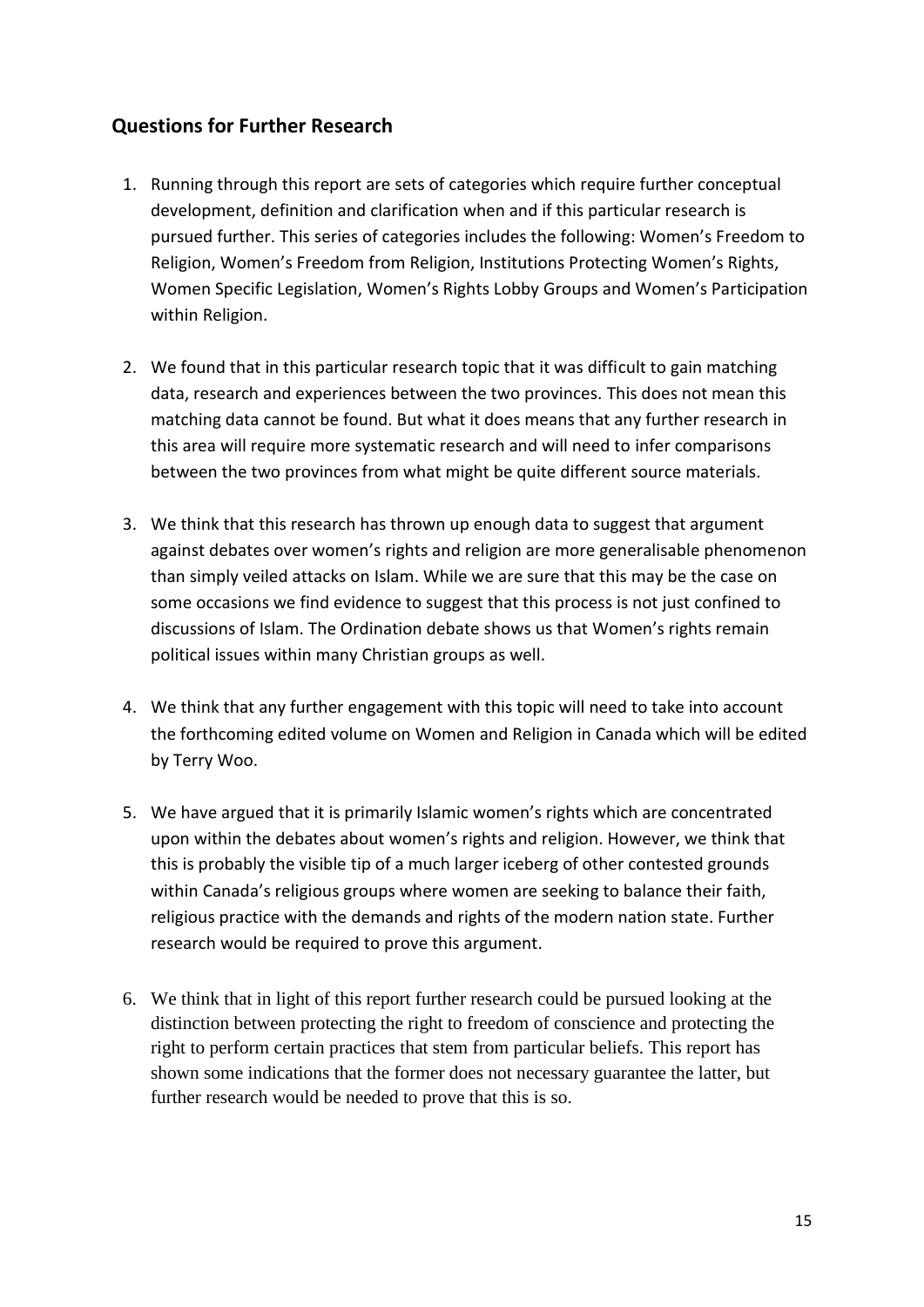## Questions for Further Research

1. Running through this report are sets of categories which require further conceptual development, definition and clarification when and if this particular research is pursued further. This series of categories includes the following: Women's Freedom to Religion, Women's Freedom from Religion, Institutions Protecting Women's Rights, Women Specific Legislation, Women's Rights Lobby Groups and Women's Participation within Religion.

2. We found that in this particular research topic that it was difficult to gain matching data, research and experiences between the two provinces. This does not mean this matching data cannot be found. But what it does means that any further research in this area will require more systematic research and will need to infer comparisons between the two provinces from what might be quite different source materials.

3. We think that this research has thrown up enough data to suggest that argument against debates over women's rights and religion are more generalisable phenomenon than simply veiled attacks on Islam. While we are sure that this may be the case on some occasions we find evidence to suggest that this process is not just confined to discussions of Islam. The Ordination debate shows us that Women's rights remain political issues within many Christian groups as well.

4. We think that any further engagement with this topic will need to take into account the forthcoming edited volume on Women and Religion in Canada which will be edited by Terry Woo.

5. We have argued that it is primarily Islamic women's rights which are concentrated upon within the debates about women's rights and religion. However, we think that this is probably the visible tip of a much larger iceberg of other contested grounds within Canada's religious groups where women are seeking to balance their faith, religious practice with the demands and rights of the modern nation state. Further research would be required to prove this argument.

6. We think that in light of this report further research could be pursued looking at the distinction between protecting the right to freedom of conscience and protecting the right to perform certain practices that stem from particular beliefs. This report has shown some indications that the former does not necessary guarantee the latter, but further research would be needed to prove that this is so.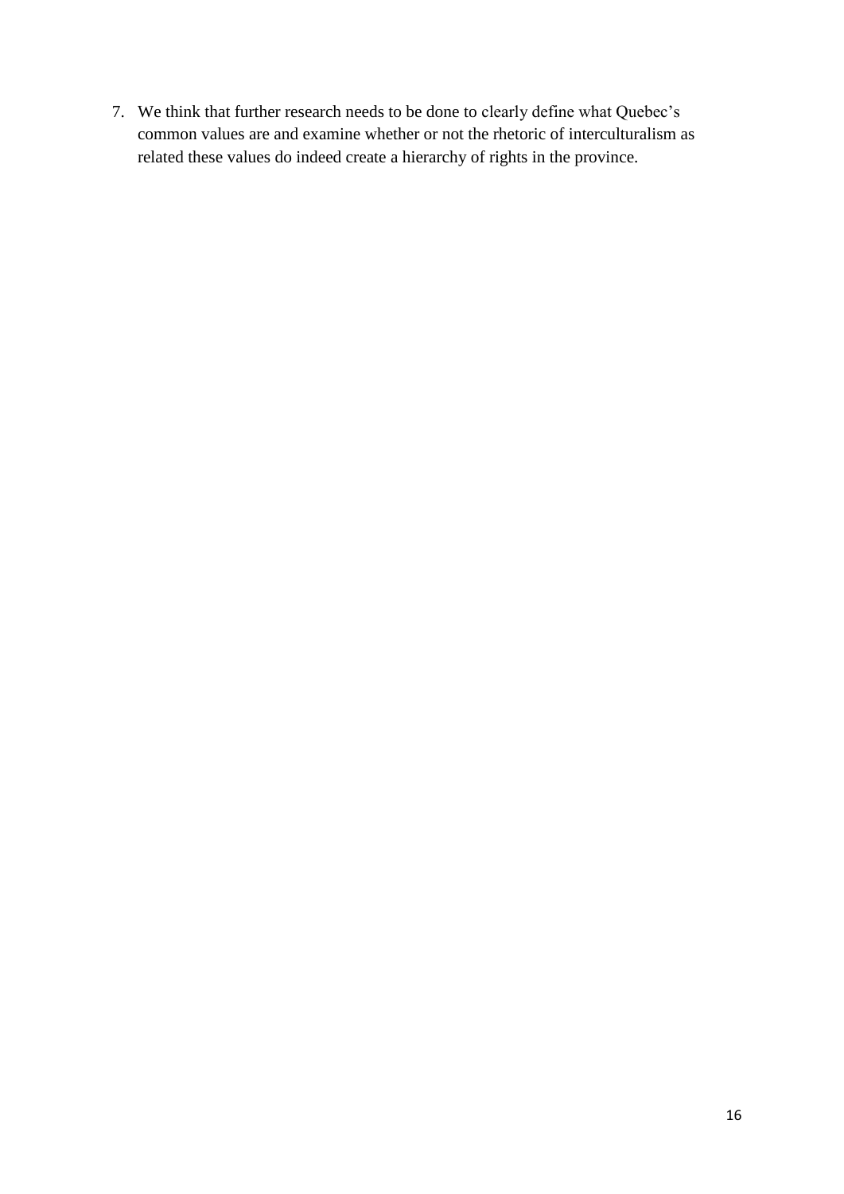7. We think that further research needs to be done to clearly define what Quebec's common values are and examine whether or not the rhetoric of interculturalism as related these values do indeed create a hierarchy of rights in the province.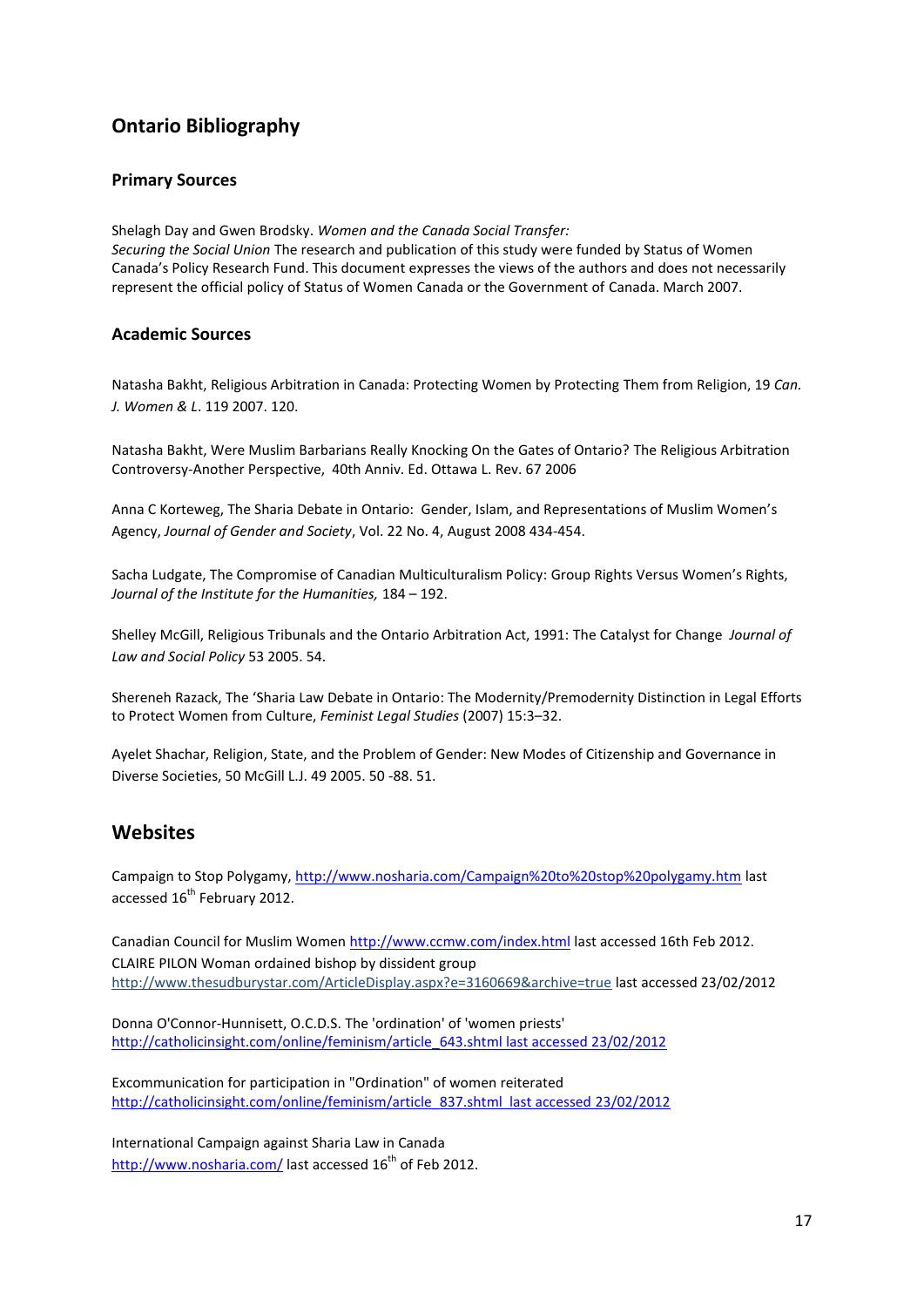## Ontario Bibliography

### Primary Sources

Shelagh Day and Gwen Brodsky. *Women and the Canada Social Transfer: Securing the Social Union* The research and publication of this study were funded by Status of Women Canada's Policy Research Fund. This document expresses the views of the authors and does not necessarily represent the official policy of Status of Women Canada or the Government of Canada. March 2007.

### Academic Sources

Natasha Bakht, Religious Arbitration in Canada: Protecting Women by Protecting Them from Religion, 19 *Can. J. Women & L*. 119 2007. 120.

Natasha Bakht, Were Muslim Barbarians Really Knocking On the Gates of Ontario? The Religious Arbitration Controversy-Another Perspective, 40th Anniv. Ed. Ottawa L. Rev. 67 2006

Anna C Korteweg, The Sharia Debate in Ontario: Gender, Islam, and Representations of Muslim Women's Agency, *Journal of Gender and Society*, Vol. 22 No. 4, August 2008 434-454.

Sacha Ludgate, The Compromise of Canadian Multiculturalism Policy: Group Rights Versus Women's Rights, *Journal of the Institute for the Humanities,* 184 – 192.

Shelley McGill, Religious Tribunals and the Ontario Arbitration Act, 1991: The Catalyst for Change *Journal of Law and Social Policy* 53 2005. 54.

Shereneh Razack, The 'Sharia Law Debate in Ontario: The Modernity/Premodernity Distinction in Legal Efforts to Protect Women from Culture, *Feminist Legal Studies* (2007) 15:3–32.

Ayelet Shachar, Religion, State, and the Problem of Gender: New Modes of Citizenship and Governance in Diverse Societies, 50 McGill L.J. 49 2005. 50 -88. 51.

## Websites

Campaign to Stop Polygamy, http://www.nosharia.com/Campaign%20to%20stop%20polygamy.htm last accessed 16th February 2012.

Canadian Council for Muslim Women http://www.ccmw.com/index.html last accessed 16th Feb 2012.
CLAIRE PILON Woman ordained bishop by dissident group
http://www.thesudburystar.com/ArticleDisplay.aspx?e=3160669&archive=true last accessed 23/02/2012

Donna O'Connor-Hunnisett, O.C.D.S. The 'ordination' of 'women priests'
http://catholicinsight.com/online/feminism/article_643.shtml last accessed 23/02/2012

Excommunication for participation in "Ordination" of women reiterated
http://catholicinsight.com/online/feminism/article_837.shtml last accessed 23/02/2012

International Campaign against Sharia Law in Canada
http://www.nosharia.com/ last accessed 16th of Feb 2012.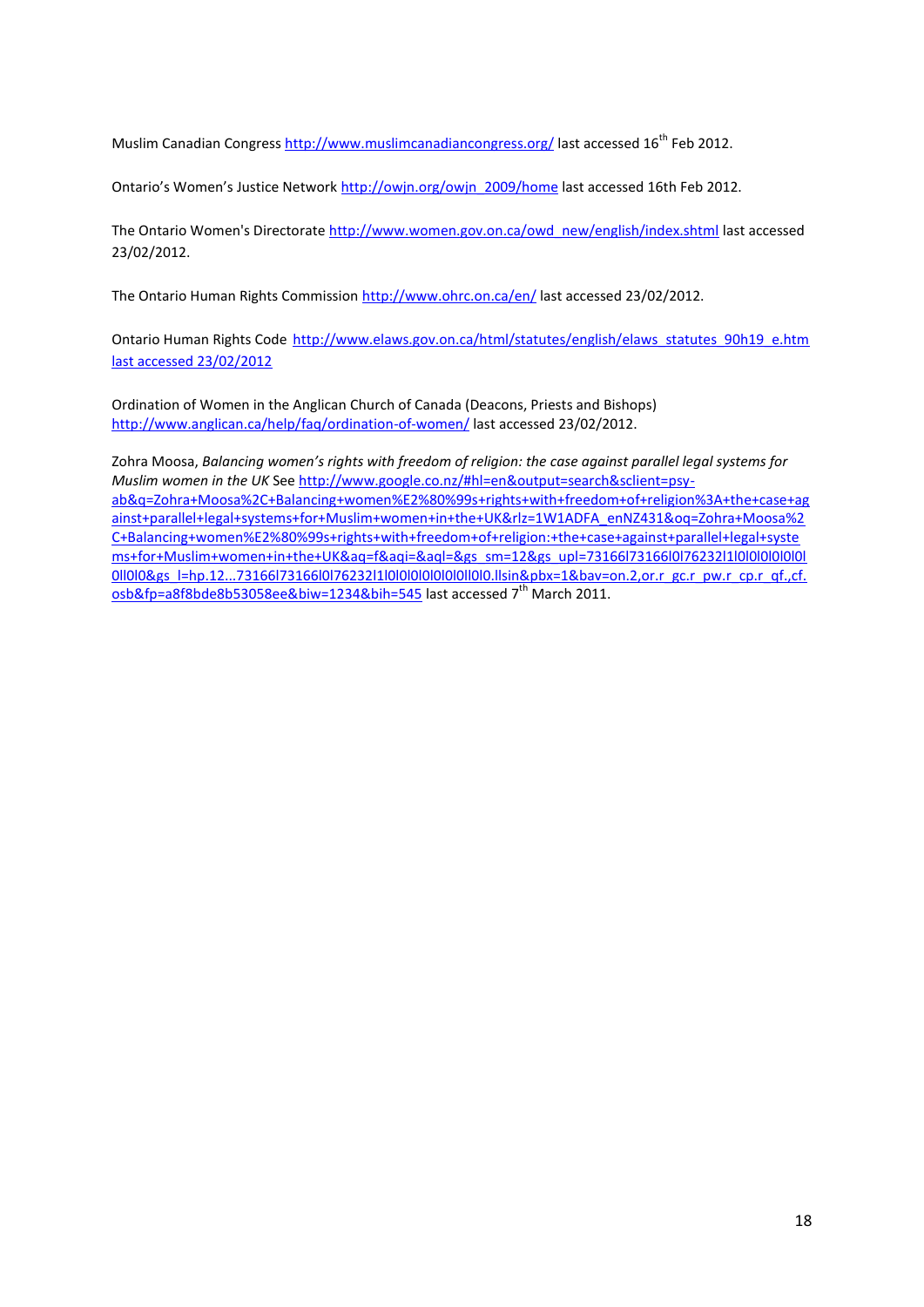Muslim Canadian Congress http://www.muslimcanadiancongress.org/ last accessed 16th Feb 2012.

Ontario's Women's Justice Network http://owjn.org/owjn_2009/home last accessed 16th Feb 2012.

The Ontario Women's Directorate http://www.women.gov.on.ca/owd_new/english/index.shtml last accessed 23/02/2012.

The Ontario Human Rights Commission http://www.ohrc.on.ca/en/ last accessed 23/02/2012.

Ontario Human Rights Code http://www.elaws.gov.on.ca/html/statutes/english/elaws_statutes_90h19_e.htm last accessed 23/02/2012

Ordination of Women in the Anglican Church of Canada (Deacons, Priests and Bishops) http://www.anglican.ca/help/faq/ordination-of-women/ last accessed 23/02/2012.

Zohra Moosa, *Balancing women's rights with freedom of religion: the case against parallel legal systems for Muslim women in the UK* See http://www.google.co.nz/#hl=en&output=search&sclient=psy-ab&q=Zohra+Moosa%2C+Balancing+women%E2%80%99s+rights+with+freedom+of+religion%3A+the+case+against+parallel+legal+systems+for+Muslim+women+in+the+UK&rlz=1W1ADFA_enNZ431&oq=Zohra+Moosa%2C+Balancing+women%E2%80%99s+rights+with+freedom+of+religion:+the+case+against+parallel+legal+systems+for+Muslim+women+in+the+UK&aq=f&aqi=&aql=&gs_sm=12&gs_upl=73166l73166l0l76232l1l0l0l0l0l0l0l0ll0l0&gs_l=hp.12...73166l73166l0l76232l1l0l0l0l0l0l0l0ll0l0.llsin&pbx=1&bav=on.2,or.r_gc.r_pw.r_cp.r_qf.,cf.osb&fp=a8f8bde8b53058ee&biw=1234&bih=545 last accessed 7th March 2011.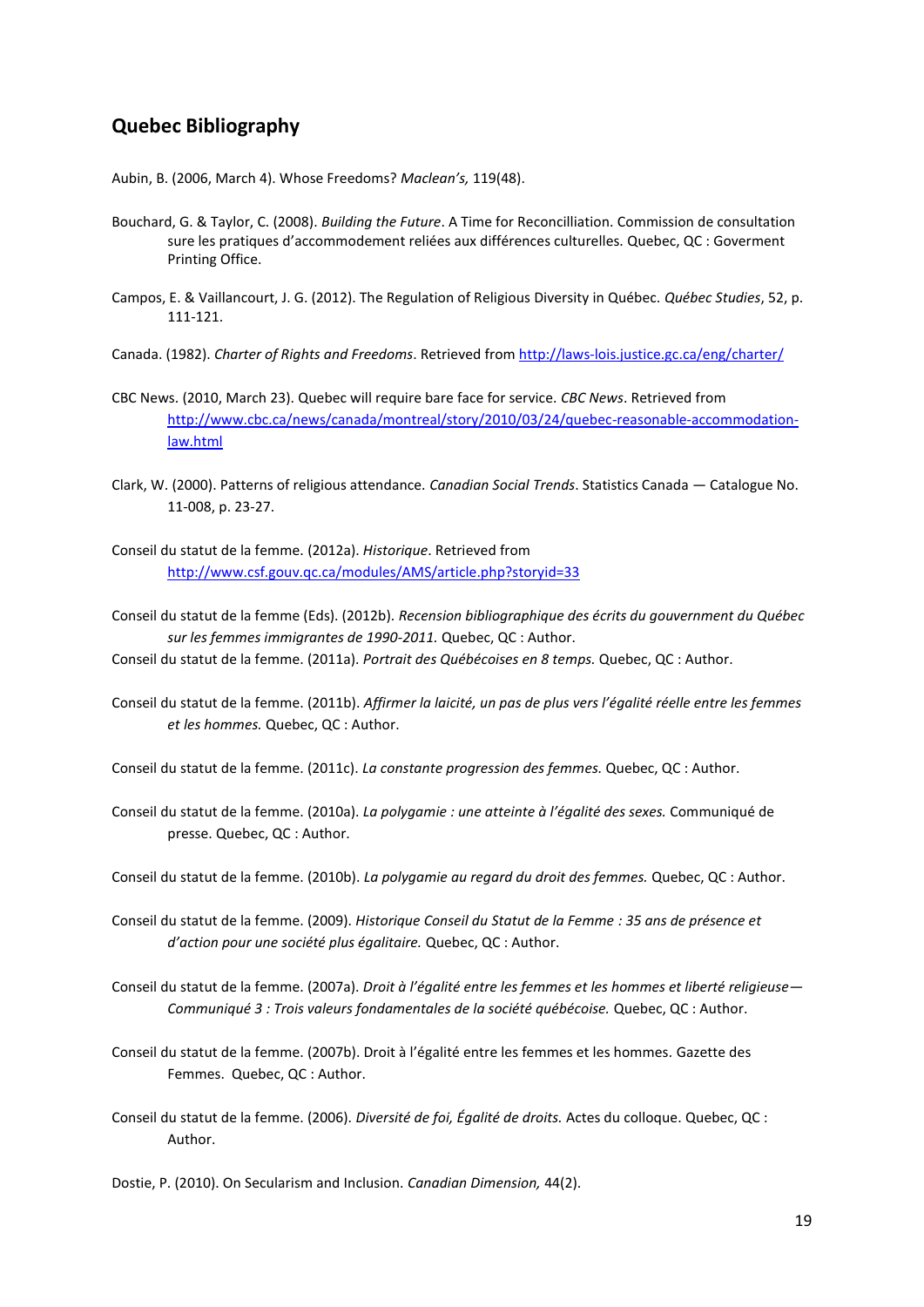## Quebec Bibliography

Aubin, B. (2006, March 4). Whose Freedoms? *Maclean's,* 119(48).

Bouchard, G. & Taylor, C. (2008). *Building the Future*. A Time for Reconcilliation. Commission de consultation sure les pratiques d'accommodement reliées aux différences culturelles. Quebec, QC : Goverment Printing Office.

Campos, E. & Vaillancourt, J. G. (2012). The Regulation of Religious Diversity in Québec. *Québec Studies*, 52, p. 111-121.

Canada. (1982). *Charter of Rights and Freedoms*. Retrieved from http://laws-lois.justice.gc.ca/eng/charter/

CBC News. (2010, March 23). Quebec will require bare face for service. *CBC News*. Retrieved from http://www.cbc.ca/news/canada/montreal/story/2010/03/24/quebec-reasonable-accommodation-law.html

Clark, W. (2000). Patterns of religious attendance. *Canadian Social Trends*. Statistics Canada — Catalogue No. 11-008, p. 23-27.

Conseil du statut de la femme. (2012a). *Historique*. Retrieved from http://www.csf.gouv.qc.ca/modules/AMS/article.php?storyid=33

Conseil du statut de la femme (Eds). (2012b). *Recension bibliographique des écrits du gouvernment du Québec sur les femmes immigrantes de 1990-2011.* Quebec, QC : Author.

Conseil du statut de la femme. (2011a). *Portrait des Québécoises en 8 temps.* Quebec, QC : Author.

Conseil du statut de la femme. (2011b). *Affirmer la laicité, un pas de plus vers l'égalité réelle entre les femmes et les hommes.* Quebec, QC : Author.

Conseil du statut de la femme. (2011c). *La constante progression des femmes.* Quebec, QC : Author.

Conseil du statut de la femme. (2010a). *La polygamie : une atteinte à l'égalité des sexes.* Communiqué de presse. Quebec, QC : Author.

Conseil du statut de la femme. (2010b). *La polygamie au regard du droit des femmes.* Quebec, QC : Author.

Conseil du statut de la femme. (2009). *Historique Conseil du Statut de la Femme : 35 ans de présence et d'action pour une société plus égalitaire.* Quebec, QC : Author.

Conseil du statut de la femme. (2007a). *Droit à l'égalité entre les femmes et les hommes et liberté religieuse— Communiqué 3 : Trois valeurs fondamentales de la société québécoise.* Quebec, QC : Author.

Conseil du statut de la femme. (2007b). Droit à l'égalité entre les femmes et les hommes. Gazette des Femmes. Quebec, QC : Author.

Conseil du statut de la femme. (2006). *Diversité de foi, Égalité de droits.* Actes du colloque. Quebec, QC : Author.

Dostie, P. (2010). On Secularism and Inclusion. *Canadian Dimension,* 44(2).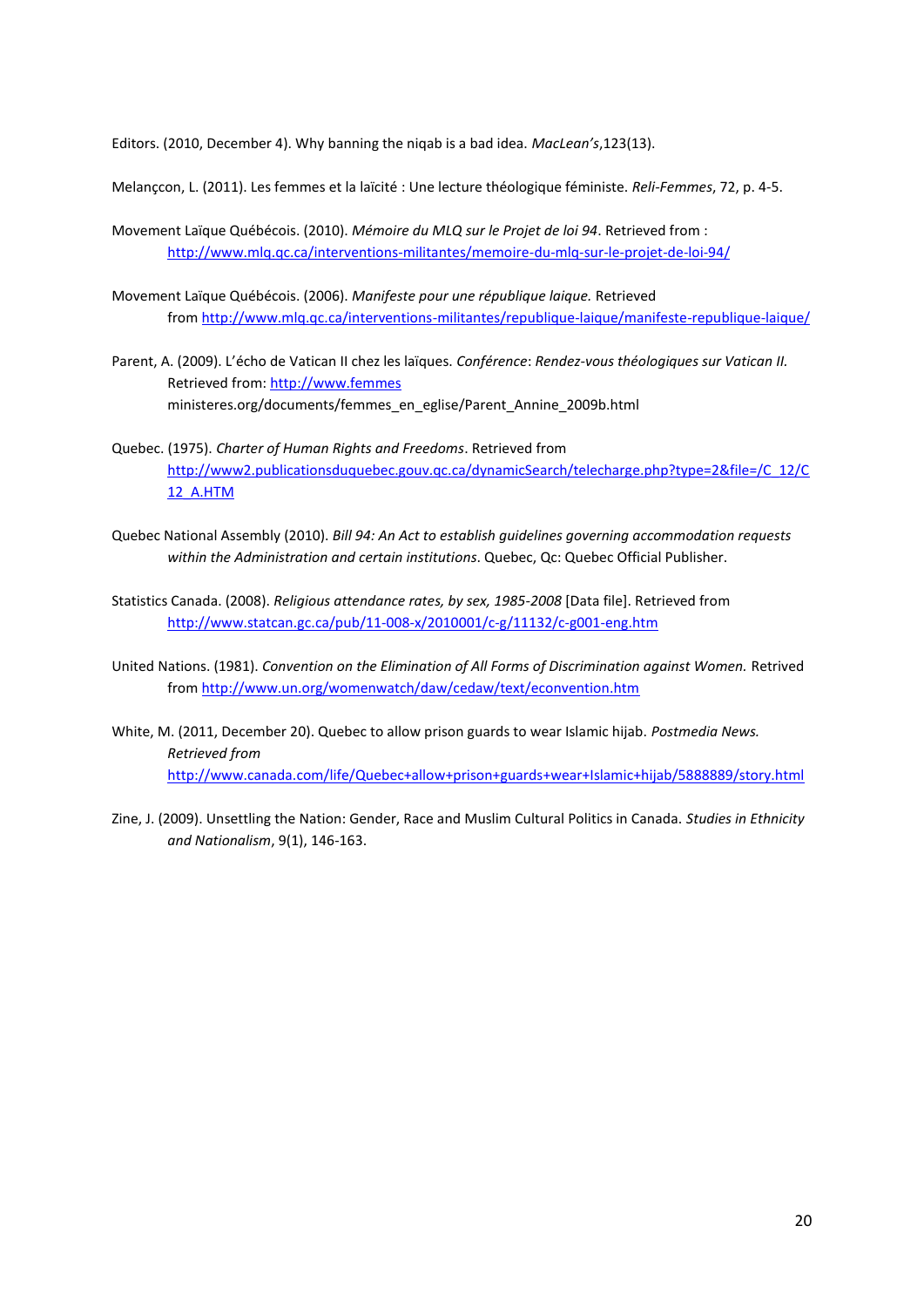Editors. (2010, December 4). Why banning the niqab is a bad idea. *MacLean's*,123(13).

Melançcon, L. (2011). Les femmes et la laïcité : Une lecture théologique féministe. *Reli-Femmes*, 72, p. 4-5.

Movement Laïque Québécois. (2010). *Mémoire du MLQ sur le Projet de loi 94*. Retrieved from : http://www.mlq.qc.ca/interventions-militantes/memoire-du-mlq-sur-le-projet-de-loi-94/

Movement Laïque Québécois. (2006). *Manifeste pour une république laique.* Retrieved from http://www.mlq.qc.ca/interventions-militantes/republique-laique/manifeste-republique-laique/

Parent, A. (2009). L'écho de Vatican II chez les laïques. *Conférence*: *Rendez-vous théologiques sur Vatican II.* Retrieved from: http://www.femmes ministeres.org/documents/femmes_en_eglise/Parent_Annine_2009b.html

Quebec. (1975). *Charter of Human Rights and Freedoms*. Retrieved from http://www2.publicationsduquebec.gouv.qc.ca/dynamicSearch/telecharge.php?type=2&file=/C_12/C12_A.HTM

Quebec National Assembly (2010). *Bill 94: An Act to establish guidelines governing accommodation requests within the Administration and certain institutions*. Quebec, Qc: Quebec Official Publisher.

Statistics Canada. (2008). *Religious attendance rates, by sex, 1985-2008* [Data file]. Retrieved from http://www.statcan.gc.ca/pub/11-008-x/2010001/c-g/11132/c-g001-eng.htm

United Nations. (1981). *Convention on the Elimination of All Forms of Discrimination against Women.* Retrived from http://www.un.org/womenwatch/daw/cedaw/text/econvention.htm

White, M. (2011, December 20). Quebec to allow prison guards to wear Islamic hijab. *Postmedia News. Retrieved from* http://www.canada.com/life/Quebec+allow+prison+guards+wear+Islamic+hijab/5888889/story.html

Zine, J. (2009). Unsettling the Nation: Gender, Race and Muslim Cultural Politics in Canada. *Studies in Ethnicity and Nationalism*, 9(1), 146-163.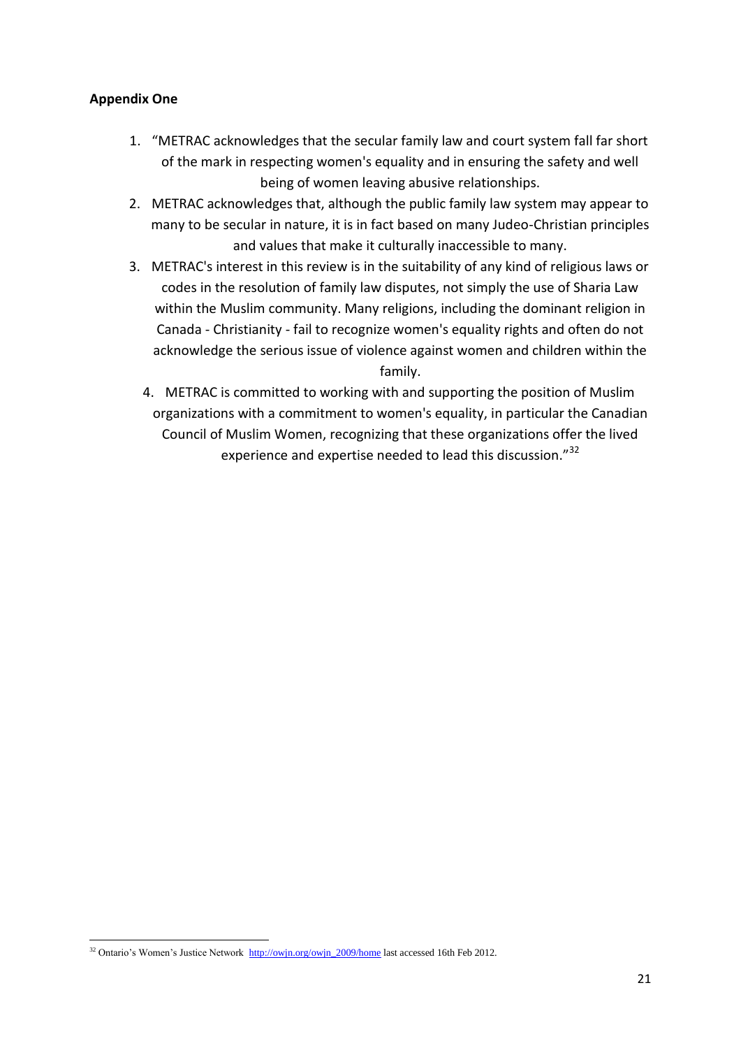**Appendix One**

1. "METRAC acknowledges that the secular family law and court system fall far short of the mark in respecting women's equality and in ensuring the safety and well being of women leaving abusive relationships.
2. METRAC acknowledges that, although the public family law system may appear to many to be secular in nature, it is in fact based on many Judeo-Christian principles and values that make it culturally inaccessible to many.
3. METRAC's interest in this review is in the suitability of any kind of religious laws or codes in the resolution of family law disputes, not simply the use of Sharia Law within the Muslim community. Many religions, including the dominant religion in Canada - Christianity - fail to recognize women's equality rights and often do not acknowledge the serious issue of violence against women and children within the family.
4. METRAC is committed to working with and supporting the position of Muslim organizations with a commitment to women's equality, in particular the Canadian Council of Muslim Women, recognizing that these organizations offer the lived experience and expertise needed to lead this discussion."[32]

---

[32] Ontario's Women's Justice Network http://owjn.org/owjn_2009/home last accessed 16th Feb 2012.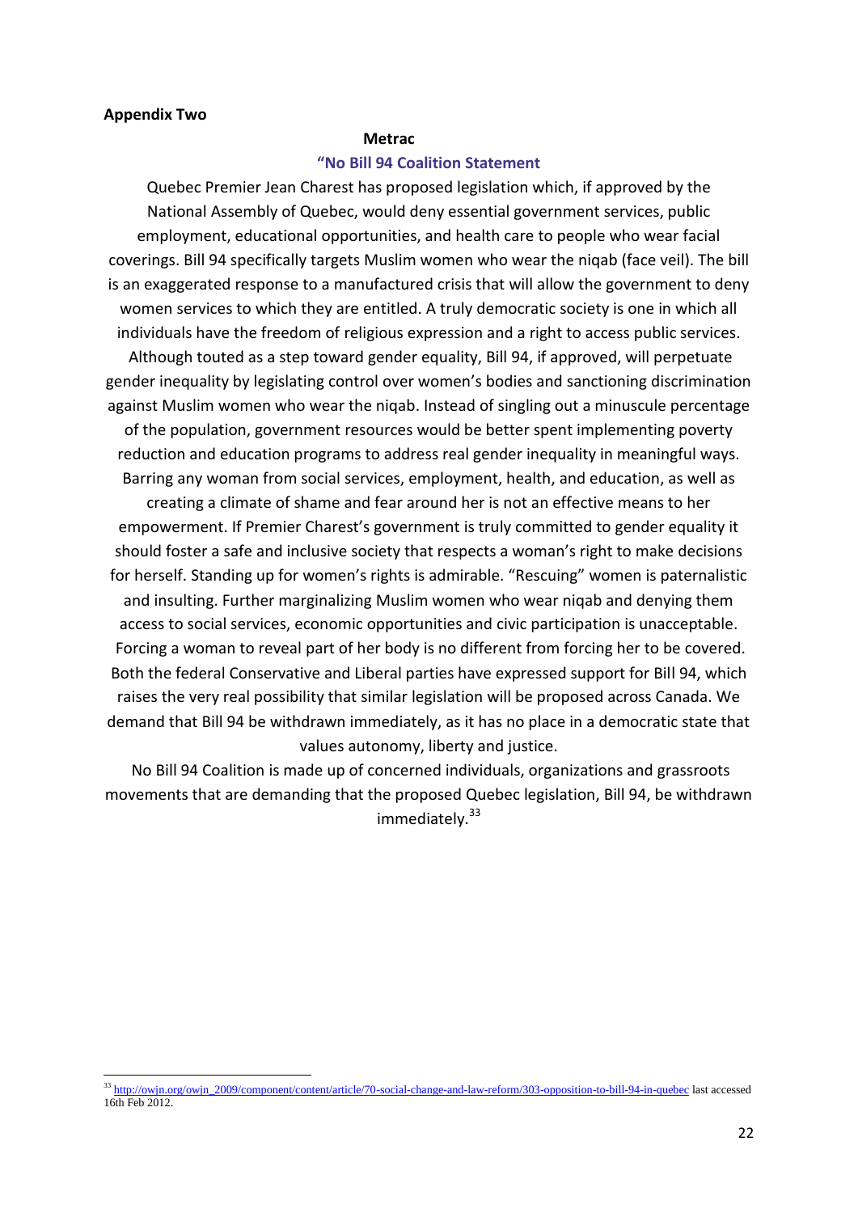**Appendix Two**

**Metrac**

**"No Bill 94 Coalition Statement**

Quebec Premier Jean Charest has proposed legislation which, if approved by the National Assembly of Quebec, would deny essential government services, public employment, educational opportunities, and health care to people who wear facial coverings. Bill 94 specifically targets Muslim women who wear the niqab (face veil). The bill is an exaggerated response to a manufactured crisis that will allow the government to deny women services to which they are entitled. A truly democratic society is one in which all individuals have the freedom of religious expression and a right to access public services. Although touted as a step toward gender equality, Bill 94, if approved, will perpetuate gender inequality by legislating control over women's bodies and sanctioning discrimination against Muslim women who wear the niqab. Instead of singling out a minuscule percentage of the population, government resources would be better spent implementing poverty reduction and education programs to address real gender inequality in meaningful ways. Barring any woman from social services, employment, health, and education, as well as creating a climate of shame and fear around her is not an effective means to her empowerment. If Premier Charest's government is truly committed to gender equality it should foster a safe and inclusive society that respects a woman's right to make decisions for herself. Standing up for women's rights is admirable. "Rescuing" women is paternalistic and insulting. Further marginalizing Muslim women who wear niqab and denying them access to social services, economic opportunities and civic participation is unacceptable. Forcing a woman to reveal part of her body is no different from forcing her to be covered. Both the federal Conservative and Liberal parties have expressed support for Bill 94, which raises the very real possibility that similar legislation will be proposed across Canada. We demand that Bill 94 be withdrawn immediately, as it has no place in a democratic state that values autonomy, liberty and justice.

No Bill 94 Coalition is made up of concerned individuals, organizations and grassroots movements that are demanding that the proposed Quebec legislation, Bill 94, be withdrawn immediately.[33]

[33] http://owjn.org/owjn_2009/component/content/article/70-social-change-and-law-reform/303-opposition-to-bill-94-in-quebec last accessed 16th Feb 2012.